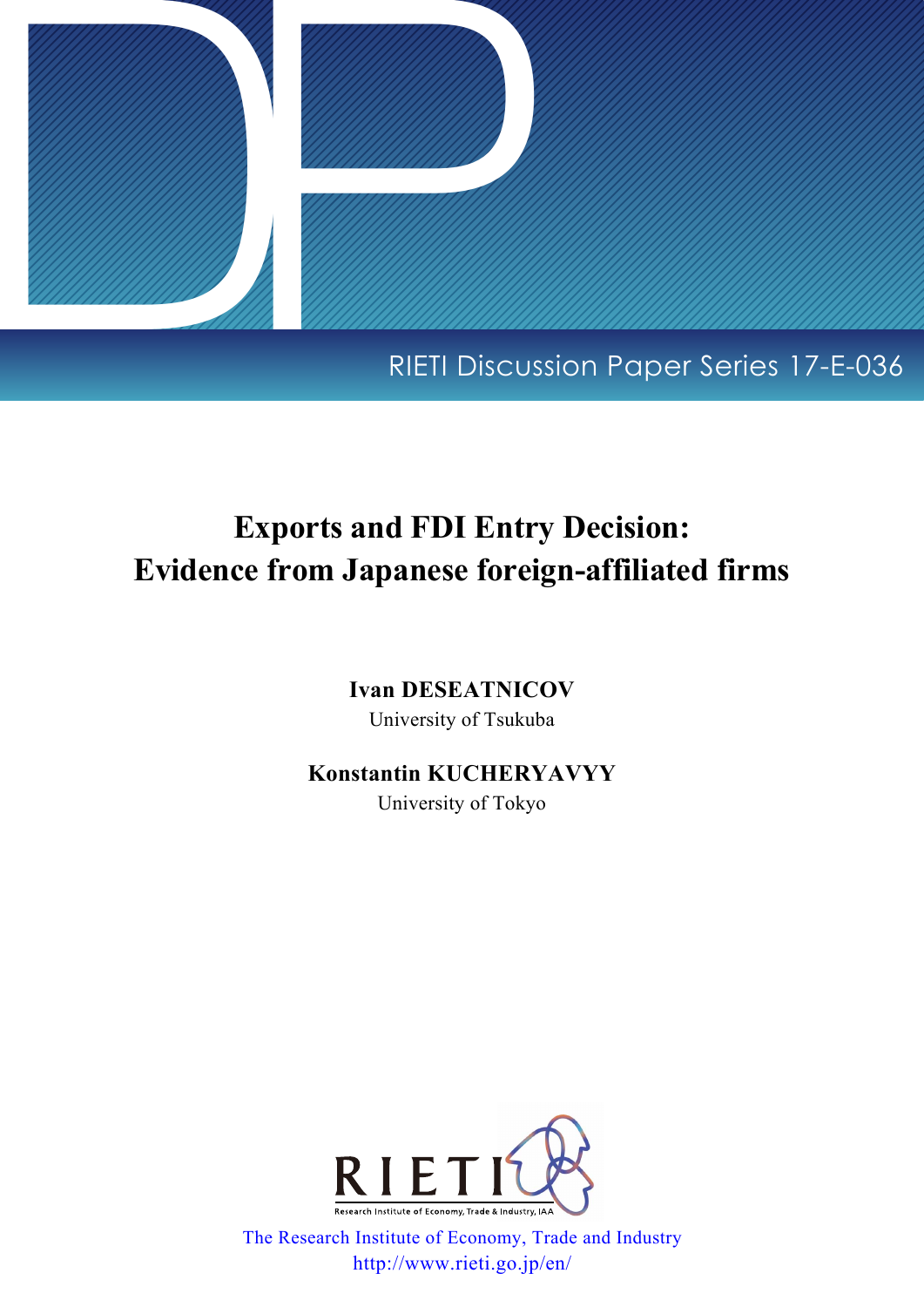RIETI Discussion Paper Series 17-E-036

# Exports and FDI Entry Decision: Evidence from Japanese foreign-affiliated firms

**Ivan DESEATNICOV**
University of Tsukuba

**Konstantin KUCHERYAVYY**
University of Tokyo

The Research Institute of Economy, Trade and Industry
http://www.rieti.go.jp/en/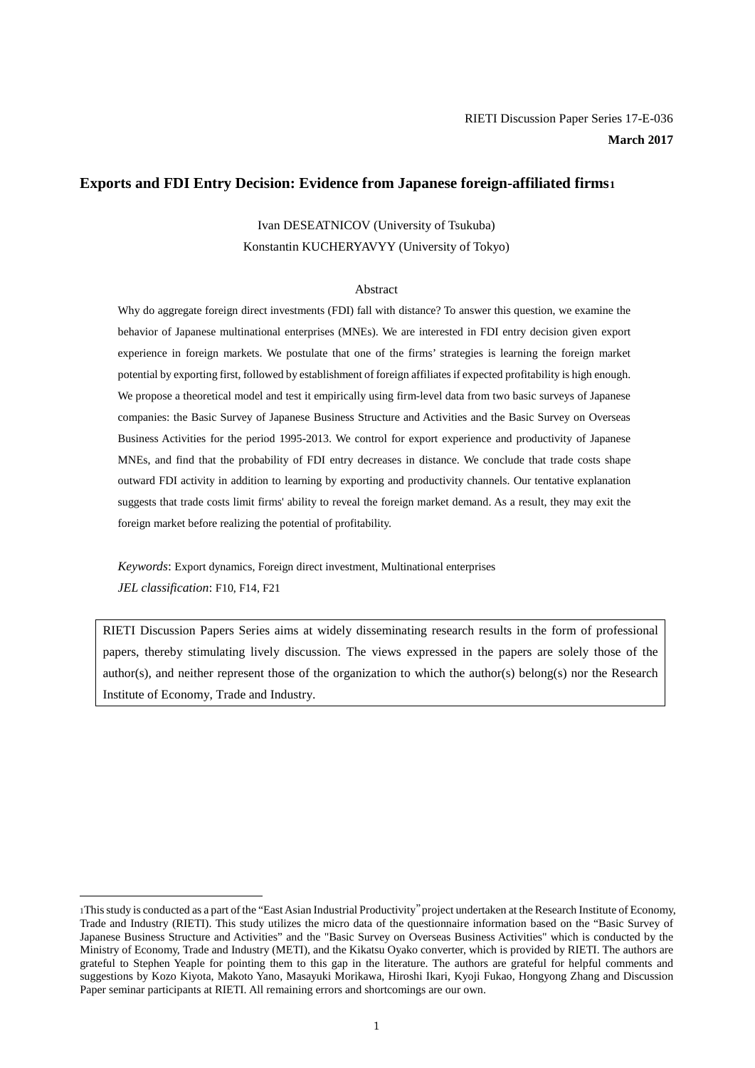RIETI Discussion Paper Series 17-E-036

**March 2017**

## Exports and FDI Entry Decision: Evidence from Japanese foreign-affiliated firms[1]

Ivan DESEATNICOV (University of Tsukuba)

Konstantin KUCHERYAVYY (University of Tokyo)

### Abstract

Why do aggregate foreign direct investments (FDI) fall with distance? To answer this question, we examine the behavior of Japanese multinational enterprises (MNEs). We are interested in FDI entry decision given export experience in foreign markets. We postulate that one of the firms' strategies is learning the foreign market potential by exporting first, followed by establishment of foreign affiliates if expected profitability is high enough. We propose a theoretical model and test it empirically using firm-level data from two basic surveys of Japanese companies: the Basic Survey of Japanese Business Structure and Activities and the Basic Survey on Overseas Business Activities for the period 1995-2013. We control for export experience and productivity of Japanese MNEs, and find that the probability of FDI entry decreases in distance. We conclude that trade costs shape outward FDI activity in addition to learning by exporting and productivity channels. Our tentative explanation suggests that trade costs limit firms' ability to reveal the foreign market demand. As a result, they may exit the foreign market before realizing the potential of profitability.

*Keywords*: Export dynamics, Foreign direct investment, Multinational enterprises

*JEL classification*: F10, F14, F21

RIETI Discussion Papers Series aims at widely disseminating research results in the form of professional papers, thereby stimulating lively discussion. The views expressed in the papers are solely those of the author(s), and neither represent those of the organization to which the author(s) belong(s) nor the Research Institute of Economy, Trade and Industry.

---

[1] This study is conducted as a part of the "East Asian Industrial Productivity" project undertaken at the Research Institute of Economy, Trade and Industry (RIETI). This study utilizes the micro data of the questionnaire information based on the "Basic Survey of Japanese Business Structure and Activities" and the "Basic Survey on Overseas Business Activities" which is conducted by the Ministry of Economy, Trade and Industry (METI), and the Kikatsu Oyako converter, which is provided by RIETI. The authors are grateful to Stephen Yeaple for pointing them to this gap in the literature. The authors are grateful for helpful comments and suggestions by Kozo Kiyota, Makoto Yano, Masayuki Morikawa, Hiroshi Ikari, Kyoji Fukao, Hongyong Zhang and Discussion Paper seminar participants at RIETI. All remaining errors and shortcomings are our own.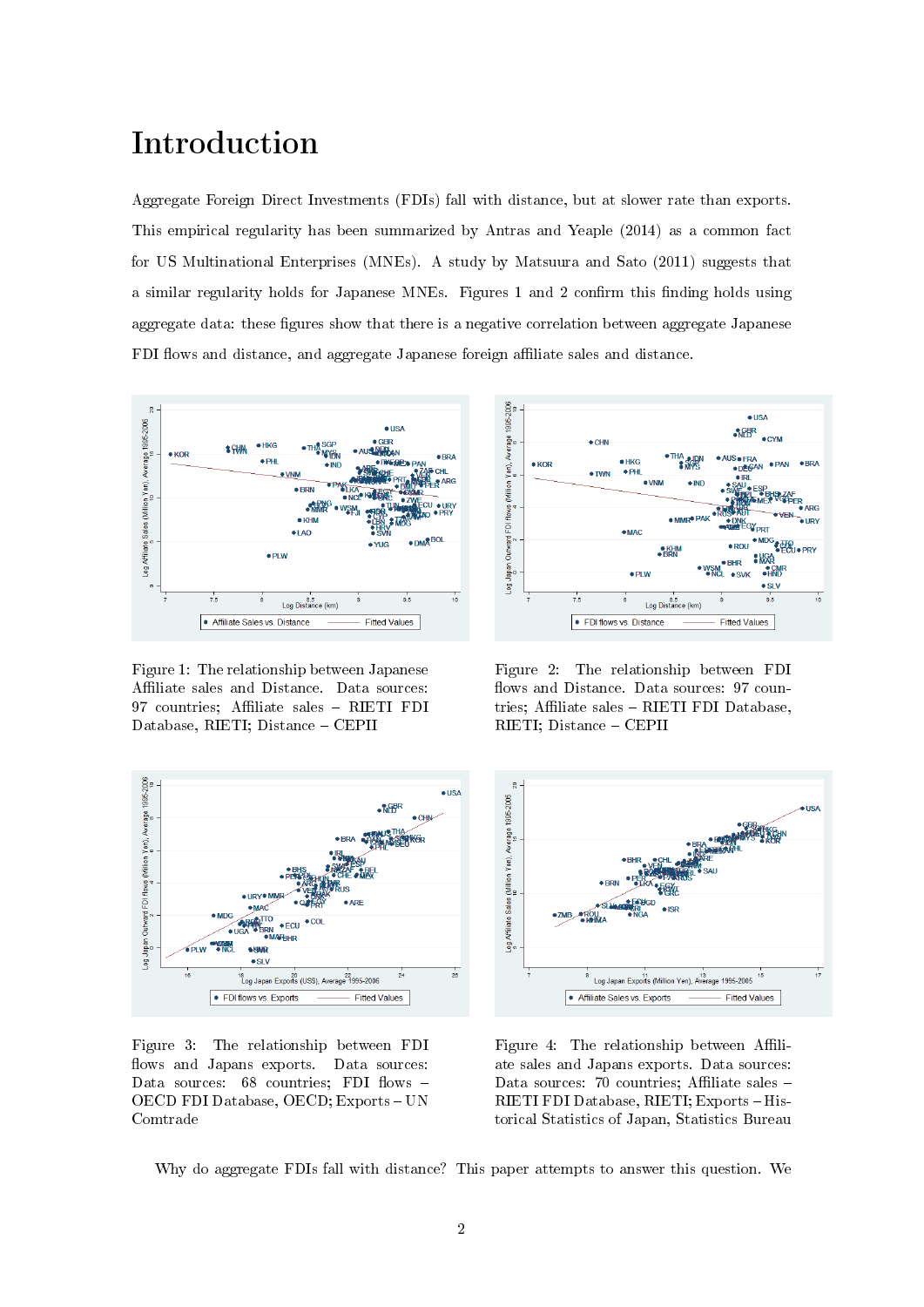# Introduction

Aggregate Foreign Direct Investments (FDIs) fall with distance, but at slower rate than exports. This empirical regularity has been summarized by Antras and Yeaple (2014) as a common fact for US Multinational Enterprises (MNEs). A study by Matsuura and Sato (2011) suggests that a similar regularity holds for Japanese MNEs. Figures 1 and 2 confirm this finding holds using aggregate data: these figures show that there is a negative correlation between aggregate Japanese FDI flows and distance, and aggregate Japanese foreign affiliate sales and distance.

Figure 1: The relationship between Japanese Affiliate sales and Distance. Data sources: 97 countries; Affiliate sales – RIETI FDI Database, RIETI; Distance – CEPII

Figure 2: The relationship between FDI flows and Distance. Data sources: 97 countries; Affiliate sales – RIETI FDI Database, RIETI; Distance – CEPII

Figure 3: The relationship between FDI flows and Japans exports. Data sources: Data sources: 68 countries; FDI flows – OECD FDI Database, OECD; Exports – UN Comtrade

Figure 4: The relationship between Affiliate sales and Japans exports. Data sources: Data sources: 70 countries; Affiliate sales – RIETI FDI Database, RIETI; Exports – Historical Statistics of Japan, Statistics Bureau

Why do aggregate FDIs fall with distance? This paper attempts to answer this question. We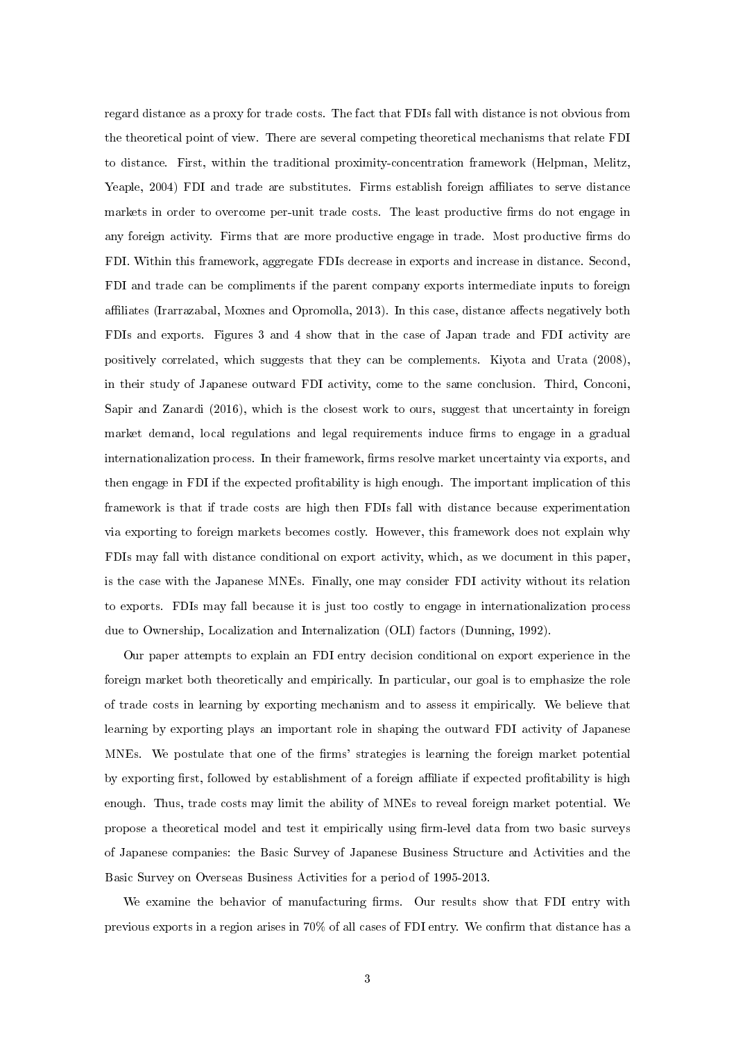regard distance as a proxy for trade costs. The fact that FDIs fall with distance is not obvious from the theoretical point of view. There are several competing theoretical mechanisms that relate FDI to distance. First, within the traditional proximity-concentration framework (Helpman, Melitz, Yeaple, 2004) FDI and trade are substitutes. Firms establish foreign affiliates to serve distance markets in order to overcome per-unit trade costs. The least productive firms do not engage in any foreign activity. Firms that are more productive engage in trade. Most productive firms do FDI. Within this framework, aggregate FDIs decrease in exports and increase in distance. Second, FDI and trade can be compliments if the parent company exports intermediate inputs to foreign affiliates (Irarrazabal, Moxnes and Opromolla, 2013). In this case, distance affects negatively both FDIs and exports. Figures 3 and 4 show that in the case of Japan trade and FDI activity are positively correlated, which suggests that they can be complements. Kiyota and Urata (2008), in their study of Japanese outward FDI activity, come to the same conclusion. Third, Conconi, Sapir and Zanardi (2016), which is the closest work to ours, suggest that uncertainty in foreign market demand, local regulations and legal requirements induce firms to engage in a gradual internationalization process. In their framework, firms resolve market uncertainty via exports, and then engage in FDI if the expected profitability is high enough. The important implication of this framework is that if trade costs are high then FDIs fall with distance because experimentation via exporting to foreign markets becomes costly. However, this framework does not explain why FDIs may fall with distance conditional on export activity, which, as we document in this paper, is the case with the Japanese MNEs. Finally, one may consider FDI activity without its relation to exports. FDIs may fall because it is just too costly to engage in internationalization process due to Ownership, Localization and Internalization (OLI) factors (Dunning, 1992).

Our paper attempts to explain an FDI entry decision conditional on export experience in the foreign market both theoretically and empirically. In particular, our goal is to emphasize the role of trade costs in learning by exporting mechanism and to assess it empirically. We believe that learning by exporting plays an important role in shaping the outward FDI activity of Japanese MNEs. We postulate that one of the firms' strategies is learning the foreign market potential by exporting first, followed by establishment of a foreign affiliate if expected profitability is high enough. Thus, trade costs may limit the ability of MNEs to reveal foreign market potential. We propose a theoretical model and test it empirically using firm-level data from two basic surveys of Japanese companies: the Basic Survey of Japanese Business Structure and Activities and the Basic Survey on Overseas Business Activities for a period of 1995-2013.

We examine the behavior of manufacturing firms. Our results show that FDI entry with previous exports in a region arises in 70% of all cases of FDI entry. We confirm that distance has a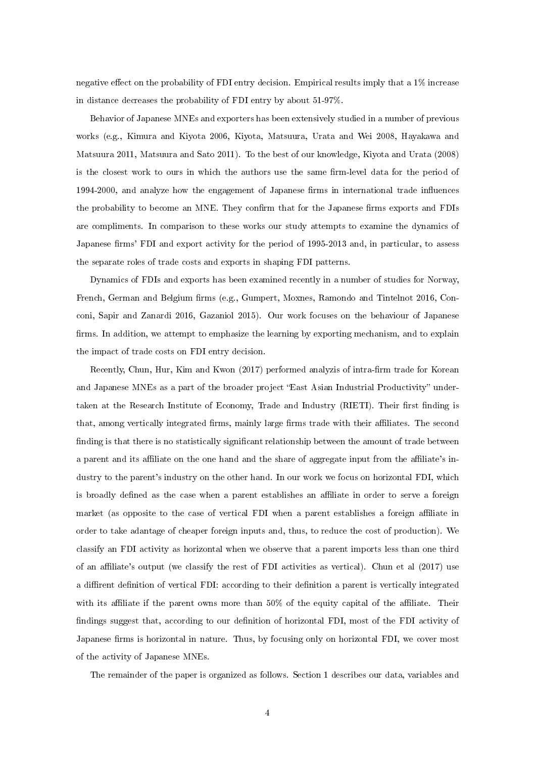negative effect on the probability of FDI entry decision. Empirical results imply that a 1% increase in distance decreases the probability of FDI entry by about 51-97%.

Behavior of Japanese MNEs and exporters has been extensively studied in a number of previous works (e.g., Kimura and Kiyota 2006, Kiyota, Matsuura, Urata and Wei 2008, Hayakawa and Matsuura 2011, Matsuura and Sato 2011). To the best of our knowledge, Kiyota and Urata (2008) is the closest work to ours in which the authors use the same firm-level data for the period of 1994-2000, and analyze how the engagement of Japanese firms in international trade influences the probability to become an MNE. They confirm that for the Japanese firms exports and FDIs are compliments. In comparison to these works our study attempts to examine the dynamics of Japanese firms' FDI and export activity for the period of 1995-2013 and, in particular, to assess the separate roles of trade costs and exports in shaping FDI patterns.

Dynamics of FDIs and exports has been examined recently in a number of studies for Norway, French, German and Belgium firms (e.g., Gumpert, Moxnes, Ramondo and Tintelnot 2016, Conconi, Sapir and Zanardi 2016, Gazaniol 2015). Our work focuses on the behaviour of Japanese firms. In addition, we attempt to emphasize the learning by exporting mechanism, and to explain the impact of trade costs on FDI entry decision.

Recently, Chun, Hur, Kim and Kwon (2017) performed analyzis of intra-firm trade for Korean and Japanese MNEs as a part of the broader project "East Asian Industrial Productivity" undertaken at the Research Institute of Economy, Trade and Industry (RIETI). Their first finding is that, among vertically integrated firms, mainly large firms trade with their affiliates. The second finding is that there is no statistically significant relationship between the amount of trade between a parent and its affiliate on the one hand and the share of aggregate input from the affiliate's industry to the parent's industry on the other hand. In our work we focus on horizontal FDI, which is broadly defined as the case when a parent establishes an affiliate in order to serve a foreign market (as opposite to the case of vertical FDI when a parent establishes a foreign affiliate in order to take adantage of cheaper foreign inputs and, thus, to reduce the cost of production). We classify an FDI activity as horizontal when we observe that a parent imports less than one third of an affiliate's output (we classify the rest of FDI activities as vertical). Chun et al (2017) use a diffirent definition of vertical FDI: according to their definition a parent is vertically integrated with its affiliate if the parent owns more than 50% of the equity capital of the affiliate. Their findings suggest that, according to our definition of horizontal FDI, most of the FDI activity of Japanese firms is horizontal in nature. Thus, by focusing only on horizontal FDI, we cover most of the activity of Japanese MNEs.

The remainder of the paper is organized as follows. Section 1 describes our data, variables and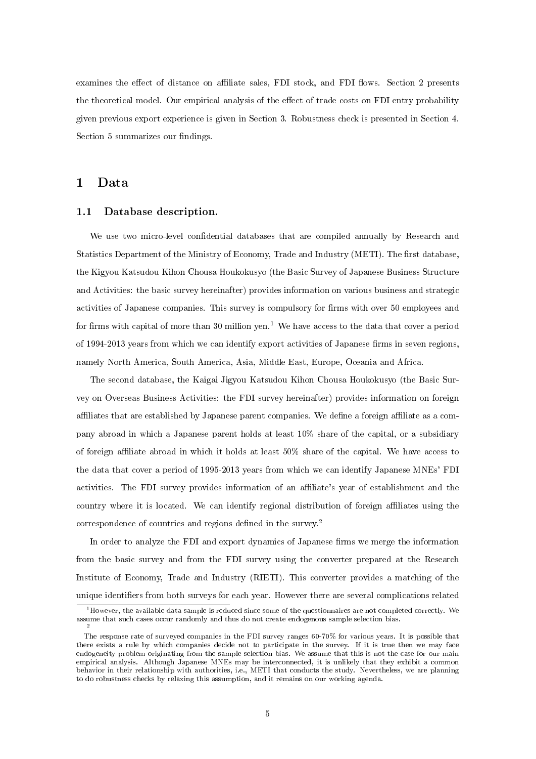examines the effect of distance on affiliate sales, FDI stock, and FDI flows. Section 2 presents the theoretical model. Our empirical analysis of the effect of trade costs on FDI entry probability given previous export experience is given in Section 3. Robustness check is presented in Section 4. Section 5 summarizes our findings.

# 1 Data

## 1.1 Database description.

We use two micro-level confidential databases that are compiled annually by Research and Statistics Department of the Ministry of Economy, Trade and Industry (METI). The first database, the Kigyou Katsudou Kihon Chousa Houkokusyo (the Basic Survey of Japanese Business Structure and Activities: the basic survey hereinafter) provides information on various business and strategic activities of Japanese companies. This survey is compulsory for firms with over 50 employees and for firms with capital of more than 30 million yen.[1] We have access to the data that cover a period of 1994-2013 years from which we can identify export activities of Japanese firms in seven regions, namely North America, South America, Asia, Middle East, Europe, Oceania and Africa.

The second database, the Kaigai Jigyou Katsudou Kihon Chousa Houkokusyo (the Basic Survey on Overseas Business Activities: the FDI survey hereinafter) provides information on foreign affiliates that are established by Japanese parent companies. We define a foreign affiliate as a company abroad in which a Japanese parent holds at least 10% share of the capital, or a subsidiary of foreign affiliate abroad in which it holds at least 50% share of the capital. We have access to the data that cover a period of 1995-2013 years from which we can identify Japanese MNEs' FDI activities. The FDI survey provides information of an affiliate's year of establishment and the country where it is located. We can identify regional distribution of foreign affiliates using the correspondence of countries and regions defined in the survey.[2]

In order to analyze the FDI and export dynamics of Japanese firms we merge the information from the basic survey and from the FDI survey using the converter prepared at the Research Institute of Economy, Trade and Industry (RIETI). This converter provides a matching of the unique identifiers from both surveys for each year. However there are several complications related

[1] However, the available data sample is reduced since some of the questionnaires are not completed correctly. We assume that such cases occur randomly and thus do not create endogenous sample selection bias.

[2] The response rate of surveyed companies in the FDI survey ranges 60-70% for various years. It is possible that there exists a rule by which companies decide not to participate in the survey. If it is true then we may face endogeneity problem originating from the sample selection bias. We assume that this is not the case for our main empirical analysis. Although Japanese MNEs may be interconnected, it is unlikely that they exhibit a common behavior in their relationship with authorities, i.e., METI that conducts the study. Nevertheless, we are planning to do robustness checks by relaxing this assumption, and it remains on our working agenda.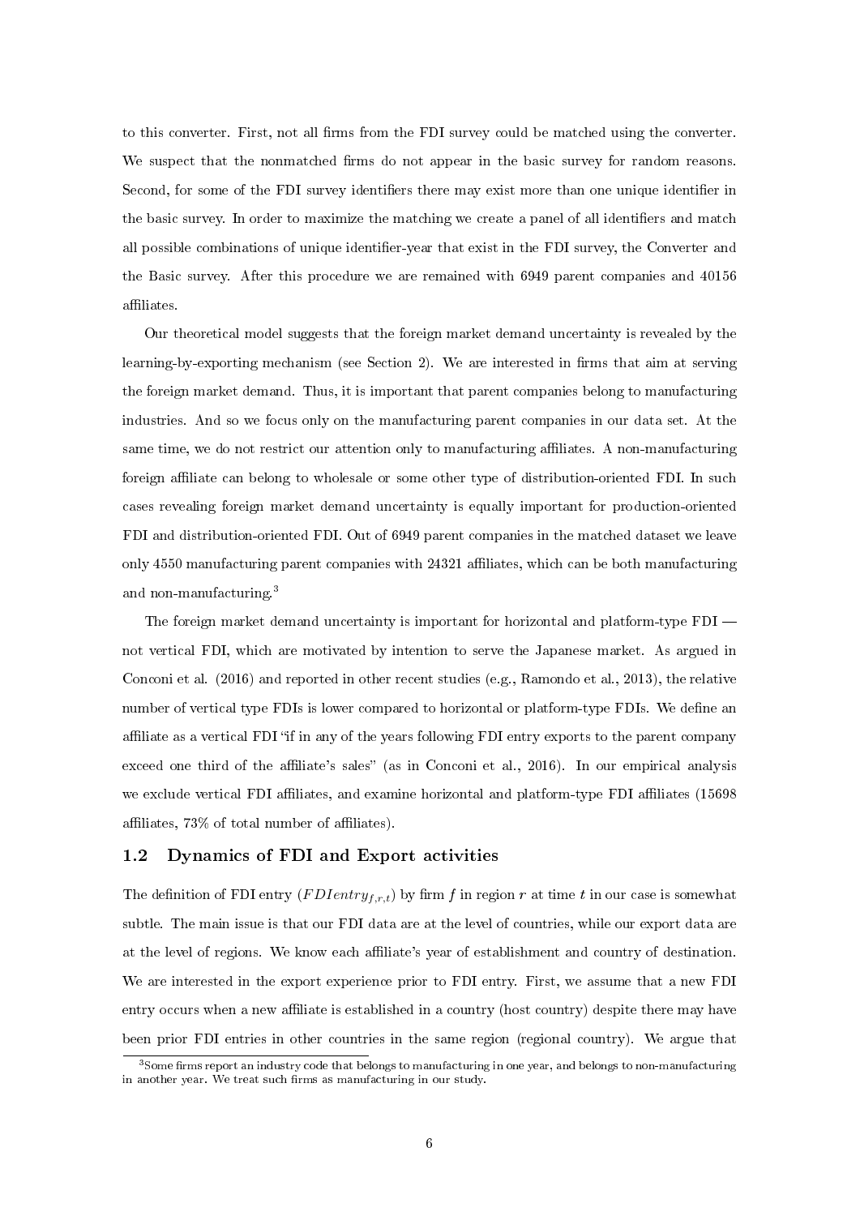to this converter. First, not all firms from the FDI survey could be matched using the converter. We suspect that the nonmatched firms do not appear in the basic survey for random reasons. Second, for some of the FDI survey identifiers there may exist more than one unique identifier in the basic survey. In order to maximize the matching we create a panel of all identifiers and match all possible combinations of unique identifier-year that exist in the FDI survey, the Converter and the Basic survey. After this procedure we are remained with 6949 parent companies and 40156 affiliates.

Our theoretical model suggests that the foreign market demand uncertainty is revealed by the learning-by-exporting mechanism (see Section 2). We are interested in firms that aim at serving the foreign market demand. Thus, it is important that parent companies belong to manufacturing industries. And so we focus only on the manufacturing parent companies in our data set. At the same time, we do not restrict our attention only to manufacturing affiliates. A non-manufacturing foreign affiliate can belong to wholesale or some other type of distribution-oriented FDI. In such cases revealing foreign market demand uncertainty is equally important for production-oriented FDI and distribution-oriented FDI. Out of 6949 parent companies in the matched dataset we leave only 4550 manufacturing parent companies with 24321 affiliates, which can be both manufacturing and non-manufacturing.[3]

The foreign market demand uncertainty is important for horizontal and platform-type FDI — not vertical FDI, which are motivated by intention to serve the Japanese market. As argued in Conconi et al. (2016) and reported in other recent studies (e.g., Ramondo et al., 2013), the relative number of vertical type FDIs is lower compared to horizontal or platform-type FDIs. We define an affiliate as a vertical FDI "if in any of the years following FDI entry exports to the parent company exceed one third of the affiliate's sales" (as in Conconi et al., 2016). In our empirical analysis we exclude vertical FDI affiliates, and examine horizontal and platform-type FDI affiliates (15698 affiliates, 73% of total number of affiliates).

## 1.2 Dynamics of FDI and Export activities

The definition of FDI entry ($FDIentry_{f,r,t}$) by firm $f$ in region $r$ at time $t$ in our case is somewhat subtle. The main issue is that our FDI data are at the level of countries, while our export data are at the level of regions. We know each affiliate's year of establishment and country of destination. We are interested in the export experience prior to FDI entry. First, we assume that a new FDI entry occurs when a new affiliate is established in a country (host country) despite there may have been prior FDI entries in other countries in the same region (regional country). We argue that

[3] Some firms report an industry code that belongs to manufacturing in one year, and belongs to non-manufacturing in another year. We treat such firms as manufacturing in our study.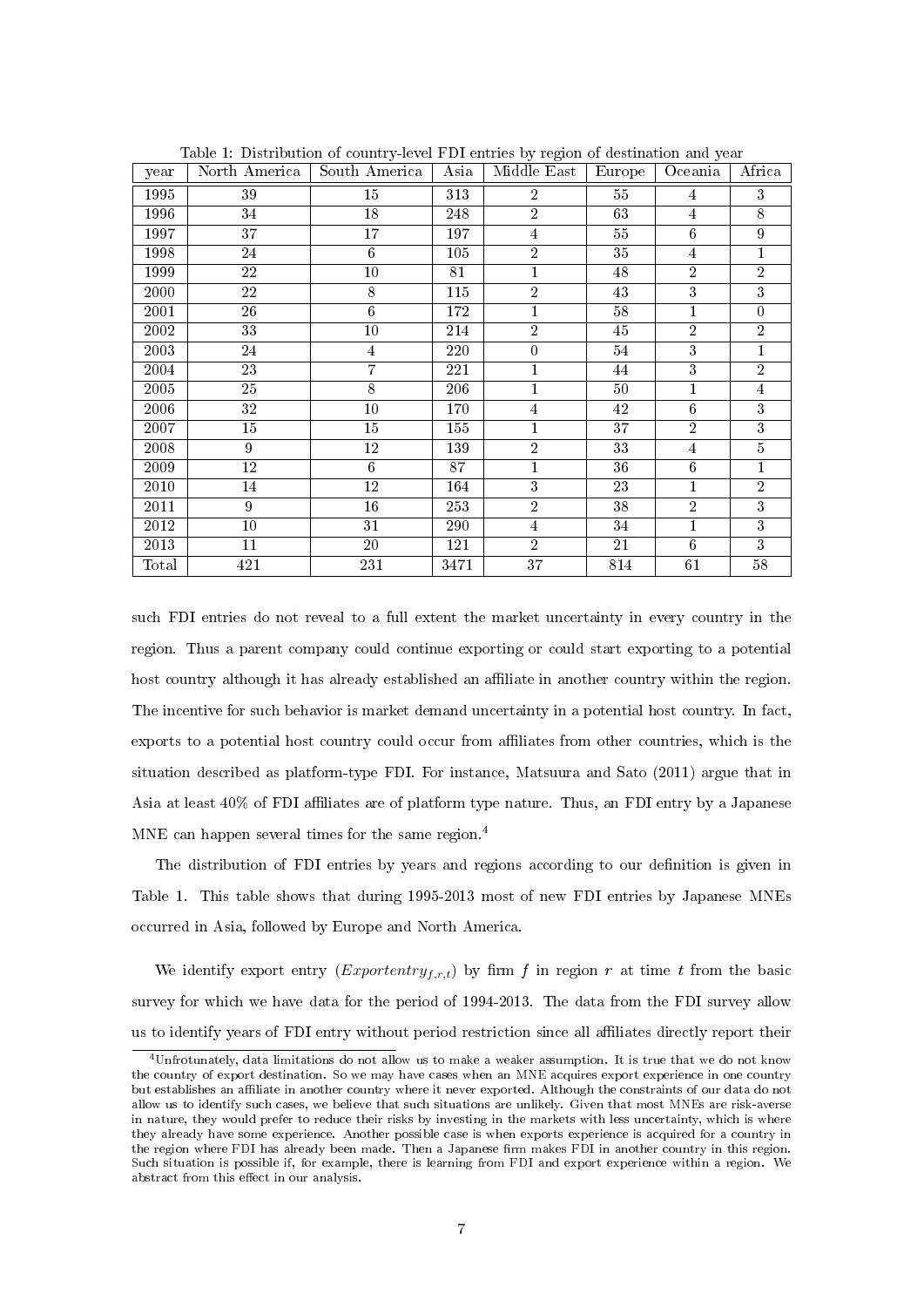Table 1: Distribution of country-level FDI entries by region of destination and year

| year | North America | South America | Asia | Middle East | Europe | Oceania | Africa |
|---|---|---|---|---|---|---|---|
| 1995 | 39 | 15 | 313 | 2 | 55 | 4 | 3 |
| 1996 | 34 | 18 | 248 | 2 | 63 | 4 | 8 |
| 1997 | 37 | 17 | 197 | 4 | 55 | 6 | 9 |
| 1998 | 24 | 6 | 105 | 2 | 35 | 4 | 1 |
| 1999 | 22 | 10 | 81 | 1 | 48 | 2 | 2 |
| 2000 | 22 | 8 | 115 | 2 | 43 | 3 | 3 |
| 2001 | 26 | 6 | 172 | 1 | 58 | 1 | 0 |
| 2002 | 33 | 10 | 214 | 2 | 45 | 2 | 2 |
| 2003 | 24 | 4 | 220 | 0 | 54 | 3 | 1 |
| 2004 | 23 | 7 | 221 | 1 | 44 | 3 | 2 |
| 2005 | 25 | 8 | 206 | 1 | 50 | 1 | 4 |
| 2006 | 32 | 10 | 170 | 4 | 42 | 6 | 3 |
| 2007 | 15 | 15 | 155 | 1 | 37 | 2 | 3 |
| 2008 | 9 | 12 | 139 | 2 | 33 | 4 | 5 |
| 2009 | 12 | 6 | 87 | 1 | 36 | 6 | 1 |
| 2010 | 14 | 12 | 164 | 3 | 23 | 1 | 2 |
| 2011 | 9 | 16 | 253 | 2 | 38 | 2 | 3 |
| 2012 | 10 | 31 | 290 | 4 | 34 | 1 | 3 |
| 2013 | 11 | 20 | 121 | 2 | 21 | 6 | 3 |
| Total | 421 | 231 | 3471 | 37 | 814 | 61 | 58 |

such FDI entries do not reveal to a full extent the market uncertainty in every country in the region. Thus a parent company could continue exporting or could start exporting to a potential host country although it has already established an affiliate in another country within the region. The incentive for such behavior is market demand uncertainty in a potential host country. In fact, exports to a potential host country could occur from affiliates from other countries, which is the situation described as platform-type FDI. For instance, Matsuura and Sato (2011) argue that in Asia at least 40% of FDI affiliates are of platform type nature. Thus, an FDI entry by a Japanese MNE can happen several times for the same region.[4]

The distribution of FDI entries by years and regions according to our definition is given in Table 1. This table shows that during 1995-2013 most of new FDI entries by Japanese MNEs occurred in Asia, followed by Europe and North America.

We identify export entry ($Exportentry_{f,r,t}$) by firm $f$ in region $r$ at time $t$ from the basic survey for which we have data for the period of 1994-2013. The data from the FDI survey allow us to identify years of FDI entry without period restriction since all affiliates directly report their

[4]Unfrotunately, data limitations do not allow us to make a weaker assumption. It is true that we do not know the country of export destination. So we may have cases when an MNE acquires export experience in one country but establishes an affiliate in another country where it never exported. Although the constraints of our data do not allow us to identify such cases, we believe that such situations are unlikely. Given that most MNEs are risk-averse in nature, they would prefer to reduce their risks by investing in the markets with less uncertainty, which is where they already have some experience. Another possible case is when exports experience is acquired for a country in the region where FDI has already been made. Then a Japanese firm makes FDI in another country in this region. Such situation is possible if, for example, there is learning from FDI and export experience within a region. We abstract from this effect in our analysis.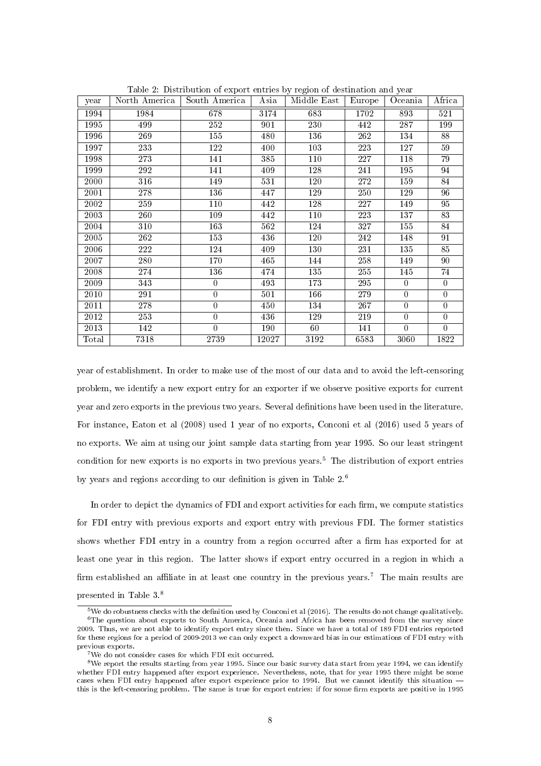Table 2: Distribution of export entries by region of destination and year

| year | North America | South America | Asia | Middle East | Europe | Oceania | Africa |
|---|---|---|---|---|---|---|---|
| 1994 | 1984 | 678 | 3174 | 683 | 1702 | 893 | 521 |
| 1995 | 499 | 252 | 901 | 230 | 442 | 287 | 199 |
| 1996 | 269 | 155 | 480 | 136 | 262 | 134 | 88 |
| 1997 | 233 | 122 | 400 | 103 | 223 | 127 | 59 |
| 1998 | 273 | 141 | 385 | 110 | 227 | 118 | 79 |
| 1999 | 292 | 141 | 409 | 128 | 241 | 195 | 94 |
| 2000 | 316 | 149 | 531 | 120 | 272 | 159 | 84 |
| 2001 | 278 | 136 | 447 | 129 | 250 | 129 | 96 |
| 2002 | 259 | 110 | 442 | 128 | 227 | 149 | 95 |
| 2003 | 260 | 109 | 442 | 110 | 223 | 137 | 83 |
| 2004 | 310 | 163 | 562 | 124 | 327 | 155 | 84 |
| 2005 | 262 | 153 | 436 | 120 | 242 | 148 | 91 |
| 2006 | 222 | 124 | 409 | 130 | 231 | 135 | 85 |
| 2007 | 280 | 170 | 465 | 144 | 258 | 149 | 90 |
| 2008 | 274 | 136 | 474 | 135 | 255 | 145 | 74 |
| 2009 | 343 | 0 | 493 | 173 | 295 | 0 | 0 |
| 2010 | 291 | 0 | 501 | 166 | 279 | 0 | 0 |
| 2011 | 278 | 0 | 450 | 134 | 267 | 0 | 0 |
| 2012 | 253 | 0 | 436 | 129 | 219 | 0 | 0 |
| 2013 | 142 | 0 | 190 | 60 | 141 | 0 | 0 |
| Total | 7318 | 2739 | 12027 | 3192 | 6583 | 3060 | 1822 |

year of establishment. In order to make use of the most of our data and to avoid the left-censoring problem, we identify a new export entry for an exporter if we observe positive exports for current year and zero exports in the previous two years. Several definitions have been used in the literature. For instance, Eaton et al (2008) used 1 year of no exports, Conconi et al (2016) used 5 years of no exports. We aim at using our joint sample data starting from year 1995. So our least stringent condition for new exports is no exports in two previous years.[5] The distribution of export entries by years and regions according to our definition is given in Table 2.[6]

In order to depict the dynamics of FDI and export activities for each firm, we compute statistics for FDI entry with previous exports and export entry with previous FDI. The former statistics shows whether FDI entry in a country from a region occurred after a firm has exported for at least one year in this region. The latter shows if export entry occurred in a region in which a firm established an affiliate in at least one country in the previous years.[7] The main results are presented in Table 3.[8]

[5] We do robustness checks with the definition used by Conconi et al (2016). The results do not change qualitatively.

[6] The question about exports to South America, Oceania and Africa has been removed from the survey since 2009. Thus, we are not able to identify export entry since then. Since we have a total of 189 FDI entries reported for these regions for a period of 2009-2013 we can only expect a downward bias in our estimations of FDI entry with previous exports.

[7] We do not consider cases for which FDI exit occurred.

[8] We report the results starting from year 1995. Since our basic survey data start from year 1994, we can identify whether FDI entry happened after export experience. Nevertheless, note, that for year 1995 there might be some cases when FDI entry happened after export experience prior to 1994. But we cannot identify this situation — this is the left-censoring problem. The same is true for export entries: if for some firm exports are positive in 1995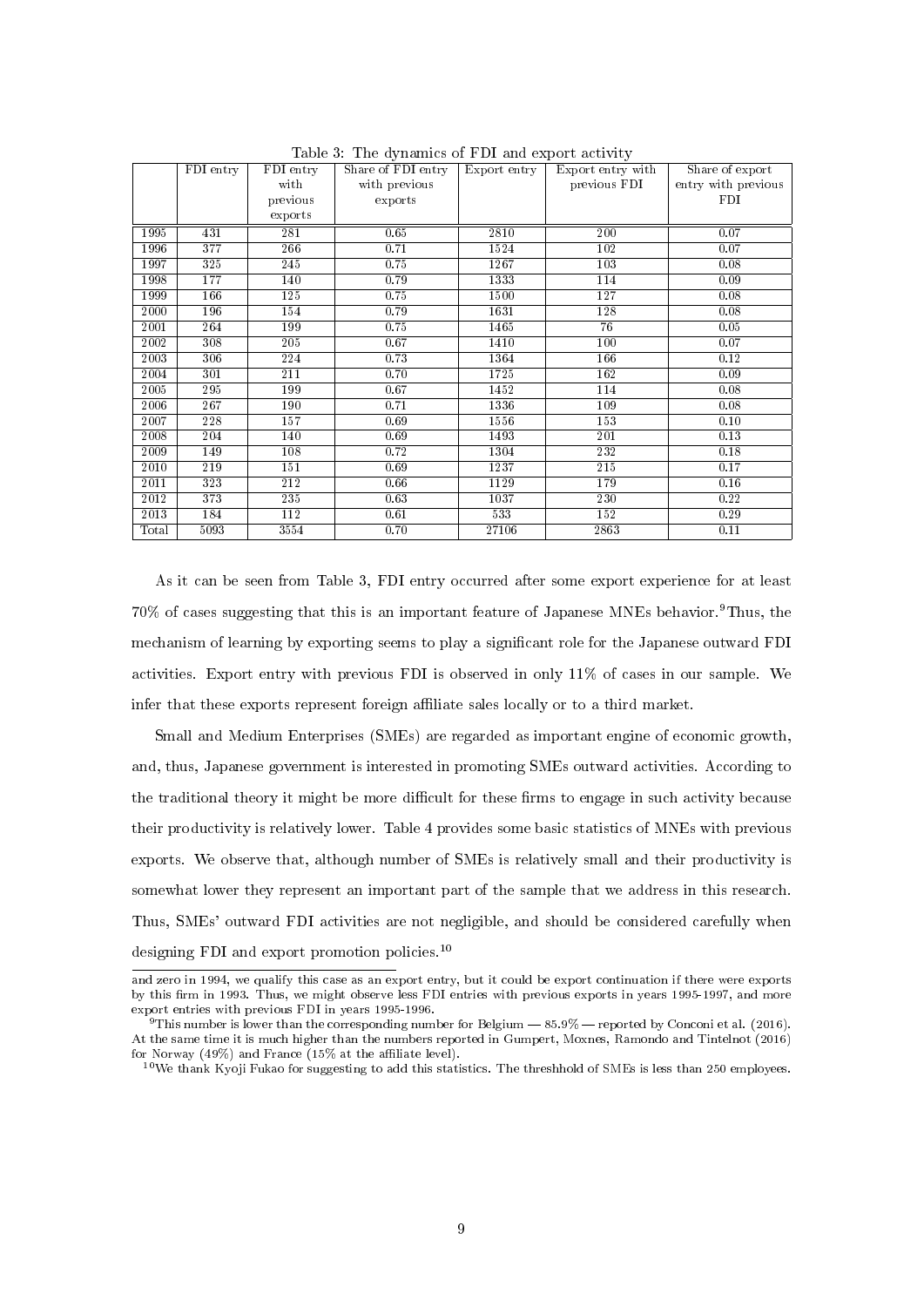Table 3: The dynamics of FDI and export activity

| | FDI entry | FDI entry with previous exports | Share of FDI entry with previous exports | Export entry | Export entry with previous FDI | Share of export entry with previous FDI |
|---|---|---|---|---|---|---|
| 1995 | 431 | 281 | 0.65 | 2810 | 200 | 0.07 |
| 1996 | 377 | 266 | 0.71 | 1524 | 102 | 0.07 |
| 1997 | 325 | 245 | 0.75 | 1267 | 103 | 0.08 |
| 1998 | 177 | 140 | 0.79 | 1333 | 114 | 0.09 |
| 1999 | 166 | 125 | 0.75 | 1500 | 127 | 0.08 |
| 2000 | 196 | 154 | 0.79 | 1631 | 128 | 0.08 |
| 2001 | 264 | 199 | 0.75 | 1465 | 76 | 0.05 |
| 2002 | 308 | 205 | 0.67 | 1410 | 100 | 0.07 |
| 2003 | 306 | 224 | 0.73 | 1364 | 166 | 0.12 |
| 2004 | 301 | 211 | 0.70 | 1725 | 162 | 0.09 |
| 2005 | 295 | 199 | 0.67 | 1452 | 114 | 0.08 |
| 2006 | 267 | 190 | 0.71 | 1336 | 109 | 0.08 |
| 2007 | 228 | 157 | 0.69 | 1556 | 153 | 0.10 |
| 2008 | 204 | 140 | 0.69 | 1493 | 201 | 0.13 |
| 2009 | 149 | 108 | 0.72 | 1304 | 232 | 0.18 |
| 2010 | 219 | 151 | 0.69 | 1237 | 215 | 0.17 |
| 2011 | 323 | 212 | 0.66 | 1129 | 179 | 0.16 |
| 2012 | 373 | 235 | 0.63 | 1037 | 230 | 0.22 |
| 2013 | 184 | 112 | 0.61 | 533 | 152 | 0.29 |
| Total | 5093 | 3554 | 0.70 | 27106 | 2863 | 0.11 |

As it can be seen from Table 3, FDI entry occurred after some export experience for at least 70% of cases suggesting that this is an important feature of Japanese MNEs behavior.[9] Thus, the mechanism of learning by exporting seems to play a significant role for the Japanese outward FDI activities. Export entry with previous FDI is observed in only 11% of cases in our sample. We infer that these exports represent foreign affiliate sales locally or to a third market.

Small and Medium Enterprises (SMEs) are regarded as important engine of economic growth, and, thus, Japanese government is interested in promoting SMEs outward activities. According to the traditional theory it might be more difficult for these firms to engage in such activity because their productivity is relatively lower. Table 4 provides some basic statistics of MNEs with previous exports. We observe that, although number of SMEs is relatively small and their productivity is somewhat lower they represent an important part of the sample that we address in this research. Thus, SMEs' outward FDI activities are not negligible, and should be considered carefully when designing FDI and export promotion policies.[10]

---

and zero in 1994, we qualify this case as an export entry, but it could be export continuation if there were exports by this firm in 1993. Thus, we might observe less FDI entries with previous exports in years 1995-1997, and more export entries with previous FDI in years 1995-1996.

[9] This number is lower than the corresponding number for Belgium — 85.9% — reported by Conconi et al. (2016). At the same time it is much higher than the numbers reported in Gumpert, Moxnes, Ramondo and Tintelnot (2016) for Norway (49%) and France (15% at the affiliate level).

[10] We thank Kyoji Fukao for suggesting to add this statistics. The threshhold of SMEs is less than 250 employees.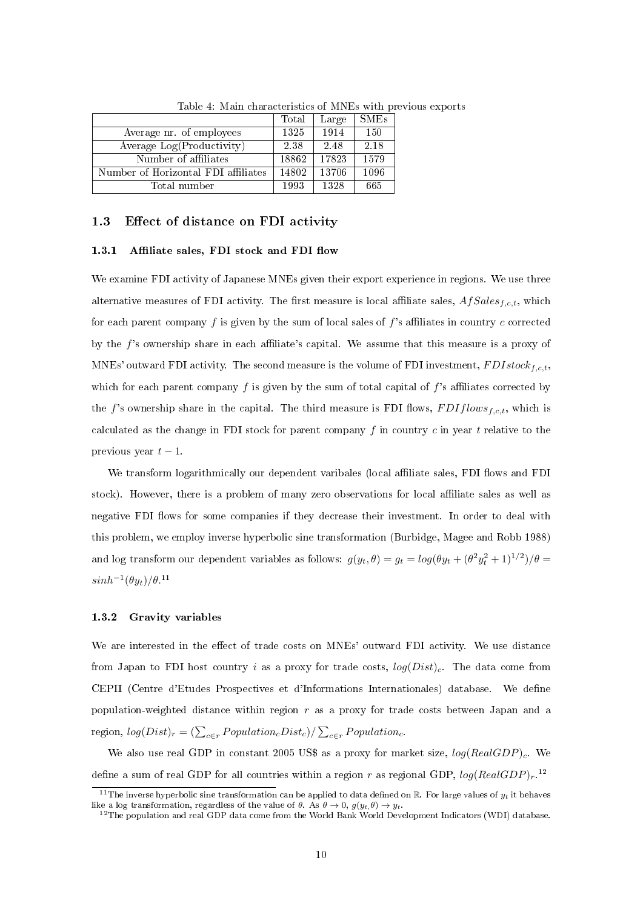Table 4: Main characteristics of MNEs with previous exports

| | Total | Large | SMEs |
|---|---|---|---|
| Average nr. of employees | 1325 | 1914 | 150 |
| Average Log(Productivity) | 2.38 | 2.48 | 2.18 |
| Number of affiliates | 18862 | 17823 | 1579 |
| Number of Horizontal FDI affiliates | 14802 | 13706 | 1096 |
| Total number | 1993 | 1328 | 665 |

## 1.3 Effect of distance on FDI activity

### 1.3.1 Affiliate sales, FDI stock and FDI flow

We examine FDI activity of Japanese MNEs given their export experience in regions. We use three alternative measures of FDI activity. The first measure is local affiliate sales, $AfSales_{f,c,t}$, which for each parent company $f$ is given by the sum of local sales of $f$'s affiliates in country $c$ corrected by the $f$'s ownership share in each affiliate's capital. We assume that this measure is a proxy of MNEs' outward FDI activity. The second measure is the volume of FDI investment, $FDIstock_{f,c,t}$, which for each parent company $f$ is given by the sum of total capital of $f$'s affiliates corrected by the $f$'s ownership share in the capital. The third measure is FDI flows, $FDIflows_{f,c,t}$, which is calculated as the change in FDI stock for parent company $f$ in country $c$ in year $t$ relative to the previous year $t-1$.

We transform logarithmically our dependent varibales (local affiliate sales, FDI flows and FDI stock). However, there is a problem of many zero observations for local affiliate sales as well as negative FDI flows for some companies if they decrease their investment. In order to deal with this problem, we employ inverse hyperbolic sine transformation (Burbidge, Magee and Robb 1988) and log transform our dependent variables as follows: $g(y_t, \theta) = g_t = log(\theta y_t + (\theta^2 y_t^2 + 1)^{1/2})/\theta = sinh^{-1}(\theta y_t)/\theta$.[11]

### 1.3.2 Gravity variables

We are interested in the effect of trade costs on MNEs' outward FDI activity. We use distance from Japan to FDI host country $i$ as a proxy for trade costs, $log(Dist)_c$. The data come from CEPII (Centre d'Etudes Prospectives et d'Informations Internationales) database. We define population-weighted distance within region $r$ as a proxy for trade costs between Japan and a region, $log(Dist)_r = (\sum_{c \in r} Population_c Dist_c)/\sum_{c \in r} Population_c$.

We also use real GDP in constant 2005 US$ as a proxy for market size, $log(RealGDP)_c$. We define a sum of real GDP for all countries within a region $r$ as regional GDP, $log(RealGDP)_r$.[12]

[11] The inverse hyperbolic sine transformation can be applied to data defined on $\mathbb{R}$. For large values of $y_t$ it behaves like a log transformation, regardless of the value of $\theta$. As $\theta \to 0$, $g(y_t, \theta) \to y_t$.

[12] The population and real GDP data come from the World Bank World Development Indicators (WDI) database.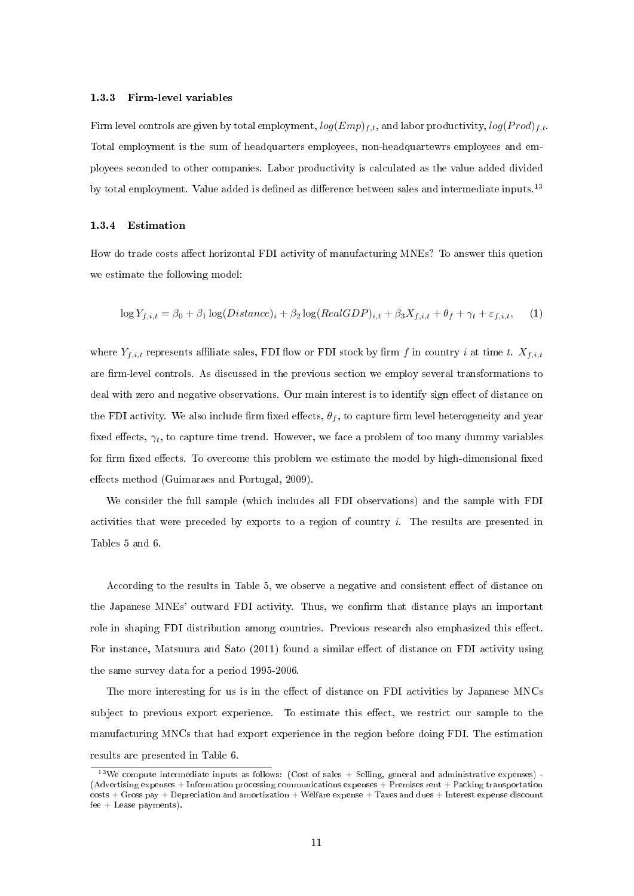### 1.3.3 Firm-level variables

Firm level controls are given by total employment, $log(Emp)_{f,t}$, and labor productivity, $log(Prod)_{f,t}$. Total employment is the sum of headquarters employees, non-headquartewrs employees and employees seconded to other companies. Labor productivity is calculated as the value added divided by total employment. Value added is defined as difference between sales and intermediate inputs.[13]

### 1.3.4 Estimation

How do trade costs affect horizontal FDI activity of manufacturing MNEs? To answer this quetion we estimate the following model:

$$\log Y_{f,i,t} = \beta_0 + \beta_1 \log(Distance)_i + \beta_2 \log(RealGDP)_{i,t} + \beta_3 X_{f,i,t} + \theta_f + \gamma_t + \varepsilon_{f,i,t}, \quad (1)$$

where $Y_{f,i,t}$ represents affiliate sales, FDI flow or FDI stock by firm $f$ in country $i$ at time $t$. $X_{f,i,t}$ are firm-level controls. As discussed in the previous section we employ several transformations to deal with zero and negative observations. Our main interest is to identify sign effect of distance on the FDI activity. We also include firm fixed effects, $\theta_f$, to capture firm level heterogeneity and year fixed effects, $\gamma_t$, to capture time trend. However, we face a problem of too many dummy variables for firm fixed effects. To overcome this problem we estimate the model by high-dimensional fixed effects method (Guimaraes and Portugal, 2009).

We consider the full sample (which includes all FDI observations) and the sample with FDI activities that were preceded by exports to a region of country $i$. The results are presented in Tables 5 and 6.

According to the results in Table 5, we observe a negative and consistent effect of distance on the Japanese MNEs' outward FDI activity. Thus, we confirm that distance plays an important role in shaping FDI distribution among countries. Previous research also emphasized this effect. For instance, Matsuura and Sato (2011) found a similar effect of distance on FDI activity using the same survey data for a period 1995-2006.

The more interesting for us is in the effect of distance on FDI activities by Japanese MNCs subject to previous export experience. To estimate this effect, we restrict our sample to the manufacturing MNCs that had export experience in the region before doing FDI. The estimation results are presented in Table 6.

[13] We compute intermediate inputs as follows: (Cost of sales + Selling, general and administrative expenses) - (Advertising expenses + Information processing communications expenses + Premises rent + Packing transportation costs + Gross pay + Depreciation and amortization + Welfare expense + Taxes and dues + Interest expense discount fee + Lease payments).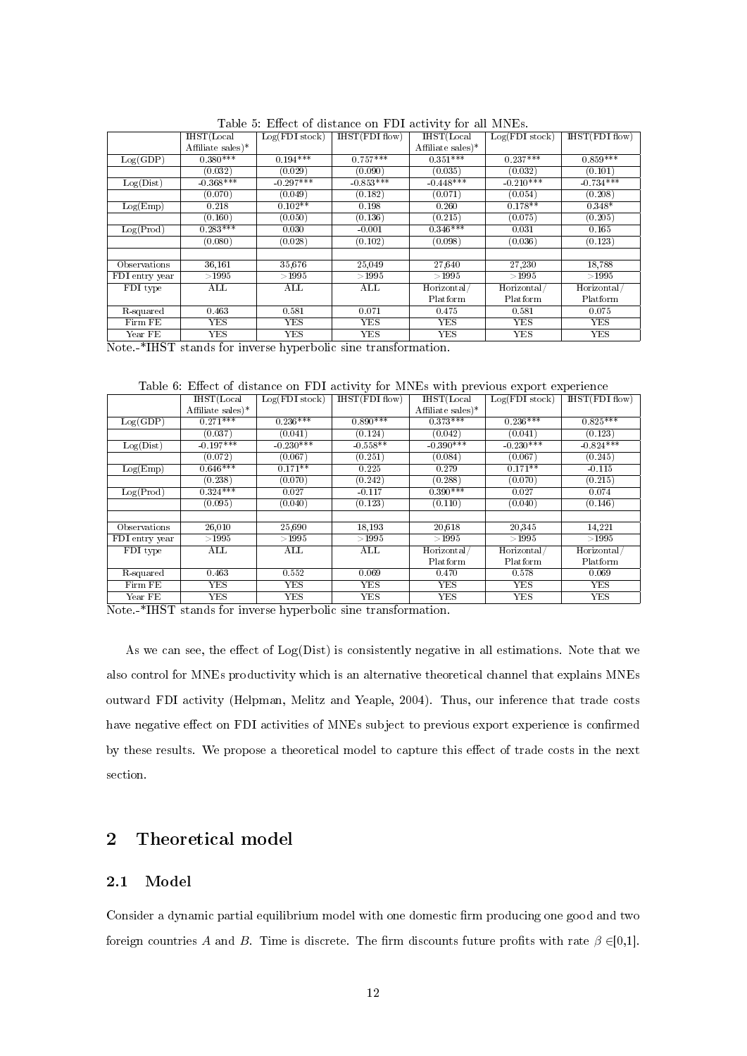Table 5: Effect of distance on FDI activity for all MNEs.

| | IHST(Local Affiliate sales)* | Log(FDI stock) | IHST(FDI flow) | IHST(Local Affiliate sales)* | Log(FDI stock) | IHST(FDI flow) |
|---|---|---|---|---|---|---|
| Log(GDP) | 0.380*** | 0.194*** | 0.757*** | 0.351*** | 0.237*** | 0.859*** |
| | (0.032) | (0.029) | (0.090) | (0.035) | (0.032) | (0.101) |
| Log(Dist) | -0.368*** | -0.297*** | -0.853*** | -0.448*** | -0.210*** | -0.734*** |
| | (0.070) | (0.049) | (0.182) | (0.071) | (0.054) | (0.208) |
| Log(Emp) | 0.218 | 0.102** | 0.198 | 0.260 | 0.178** | 0.348* |
| | (0.160) | (0.050) | (0.136) | (0.215) | (0.075) | (0.205) |
| Log(Prod) | 0.283*** | 0.030 | -0.001 | 0.346*** | 0.031 | 0.165 |
| | (0.080) | (0.028) | (0.102) | (0.098) | (0.036) | (0.123) |
| | | | | | | |
| Observations | 36,161 | 35,676 | 25,049 | 27,640 | 27,230 | 18,788 |
| FDI entry year | >1995 | >1995 | >1995 | >1995 | >1995 | >1995 |
| FDI type | ALL | ALL | ALL | Horizontal/ Platform | Horizontal/ Platform | Horizontal/ Platform |
| R-squared | 0.463 | 0.581 | 0.071 | 0.475 | 0.581 | 0.075 |
| Firm FE | YES | YES | YES | YES | YES | YES |
| Year FE | YES | YES | YES | YES | YES | YES |

Note.-*IHST stands for inverse hyperbolic sine transformation.

Table 6: Effect of distance on FDI activity for MNEs with previous export experience

| | IHST(Local Affiliate sales)* | Log(FDI stock) | IHST(FDI flow) | IHST(Local Affiliate sales)* | Log(FDI stock) | IHST(FDI flow) |
|---|---|---|---|---|---|---|
| Log(GDP) | 0.271*** | 0.236*** | 0.890*** | 0.373*** | 0.236*** | 0.825*** |
| | (0.037) | (0.041) | (0.124) | (0.042) | (0.041) | (0.123) |
| Log(Dist) | -0.197*** | -0.230*** | -0.558** | -0.390*** | -0.230*** | -0.824*** |
| | (0.072) | (0.067) | (0.251) | (0.084) | (0.067) | (0.245) |
| Log(Emp) | 0.646*** | 0.171** | 0.225 | 0.279 | 0.171** | -0.115 |
| | (0.238) | (0.070) | (0.242) | (0.288) | (0.070) | (0.215) |
| Log(Prod) | 0.324*** | 0.027 | -0.117 | 0.390*** | 0.027 | 0.074 |
| | (0.095) | (0.040) | (0.123) | (0.110) | (0.040) | (0.146) |
| | | | | | | |
| Observations | 26,010 | 25,690 | 18,193 | 20,618 | 20,345 | 14,221 |
| FDI entry year | >1995 | >1995 | >1995 | >1995 | >1995 | >1995 |
| FDI type | ALL | ALL | ALL | Horizontal/ Platform | Horizontal/ Platform | Horizontal/ Platform |
| R-squared | 0.463 | 0.552 | 0.069 | 0.470 | 0.578 | 0.069 |
| Firm FE | YES | YES | YES | YES | YES | YES |
| Year FE | YES | YES | YES | YES | YES | YES |

Note.-*IHST stands for inverse hyperbolic sine transformation.

As we can see, the effect of Log(Dist) is consistently negative in all estimations. Note that we also control for MNEs productivity which is an alternative theoretical channel that explains MNEs outward FDI activity (Helpman, Melitz and Yeaple, 2004). Thus, our inference that trade costs have negative effect on FDI activities of MNEs subject to previous export experience is confirmed by these results. We propose a theoretical model to capture this effect of trade costs in the next section.

## 2 Theoretical model

### 2.1 Model

Consider a dynamic partial equilibrium model with one domestic firm producing one good and two foreign countries $A$ and $B$. Time is discrete. The firm discounts future profits with rate $\beta \in [0,1]$.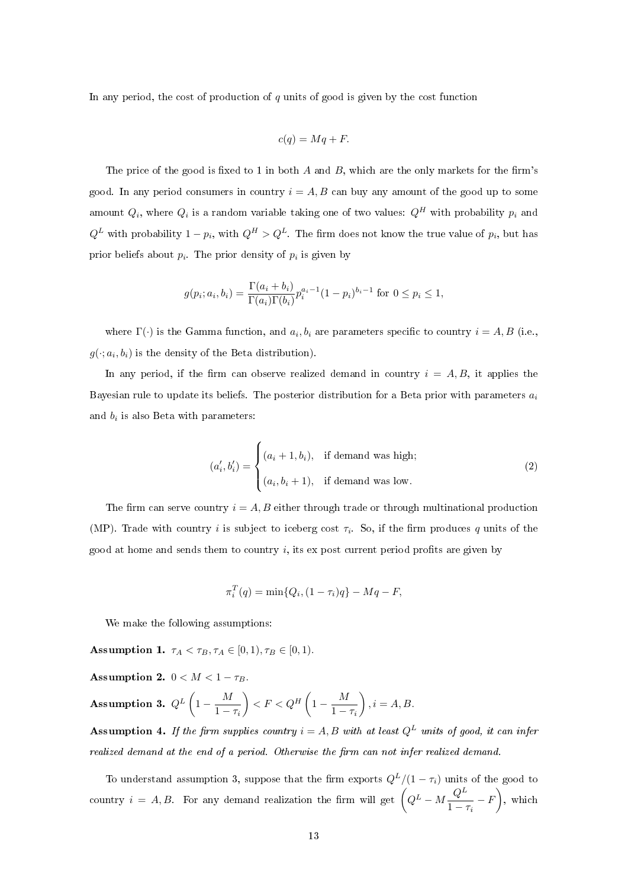In any period, the cost of production of $q$ units of good is given by the cost function

$$c(q) = Mq + F.$$

The price of the good is fixed to 1 in both $A$ and $B$, which are the only markets for the firm's good. In any period consumers in country $i = A, B$ can buy any amount of the good up to some amount $Q_i$, where $Q_i$ is a random variable taking one of two values: $Q^H$ with probability $p_i$ and $Q^L$ with probability $1 - p_i$, with $Q^H > Q^L$. The firm does not know the true value of $p_i$, but has prior beliefs about $p_i$. The prior density of $p_i$ is given by

$$g(p_i; a_i, b_i) = \frac{\Gamma(a_i + b_i)}{\Gamma(a_i)\Gamma(b_i)} p_i^{a_i - 1}(1 - p_i)^{b_i - 1} \text{ for } 0 \leq p_i \leq 1,$$

where $\Gamma(\cdot)$ is the Gamma function, and $a_i, b_i$ are parameters specific to country $i = A, B$ (i.e., $g(\cdot; a_i, b_i)$ is the density of the Beta distribution).

In any period, if the firm can observe realized demand in country $i = A, B$, it applies the Bayesian rule to update its beliefs. The posterior distribution for a Beta prior with parameters $a_i$ and $b_i$ is also Beta with parameters:

$$(a_i', b_i') = \begin{cases} (a_i + 1, b_i), & \text{if demand was high;} \\ (a_i, b_i + 1), & \text{if demand was low.} \end{cases} \tag{2}$$

The firm can serve country $i = A, B$ either through trade or through multinational production (MP). Trade with country $i$ is subject to iceberg cost $\tau_i$. So, if the firm produces $q$ units of the good at home and sends them to country $i$, its ex post current period profits are given by

$$\pi_i^T(q) = \min\{Q_i, (1 - \tau_i)q\} - Mq - F,$$

We make the following assumptions:

**Assumption 1.** $\tau_A < \tau_B, \tau_A \in [0, 1), \tau_B \in [0, 1)$.

**Assumption 2.** $0 < M < 1 - \tau_B$.

**Assumption 3.** $Q^L\left(1 - \frac{M}{1 - \tau_i}\right) < F < Q^H\left(1 - \frac{M}{1 - \tau_i}\right), i = A, B.$

**Assumption 4.** *If the firm supplies country $i = A, B$ with at least $Q^L$ units of good, it can infer realized demand at the end of a period. Otherwise the firm can not infer realized demand.*

To understand assumption 3, suppose that the firm exports $Q^L/(1 - \tau_i)$ units of the good to country $i = A, B$. For any demand realization the firm will get $\left(Q^L - M\frac{Q^L}{1 - \tau_i} - F\right)$, which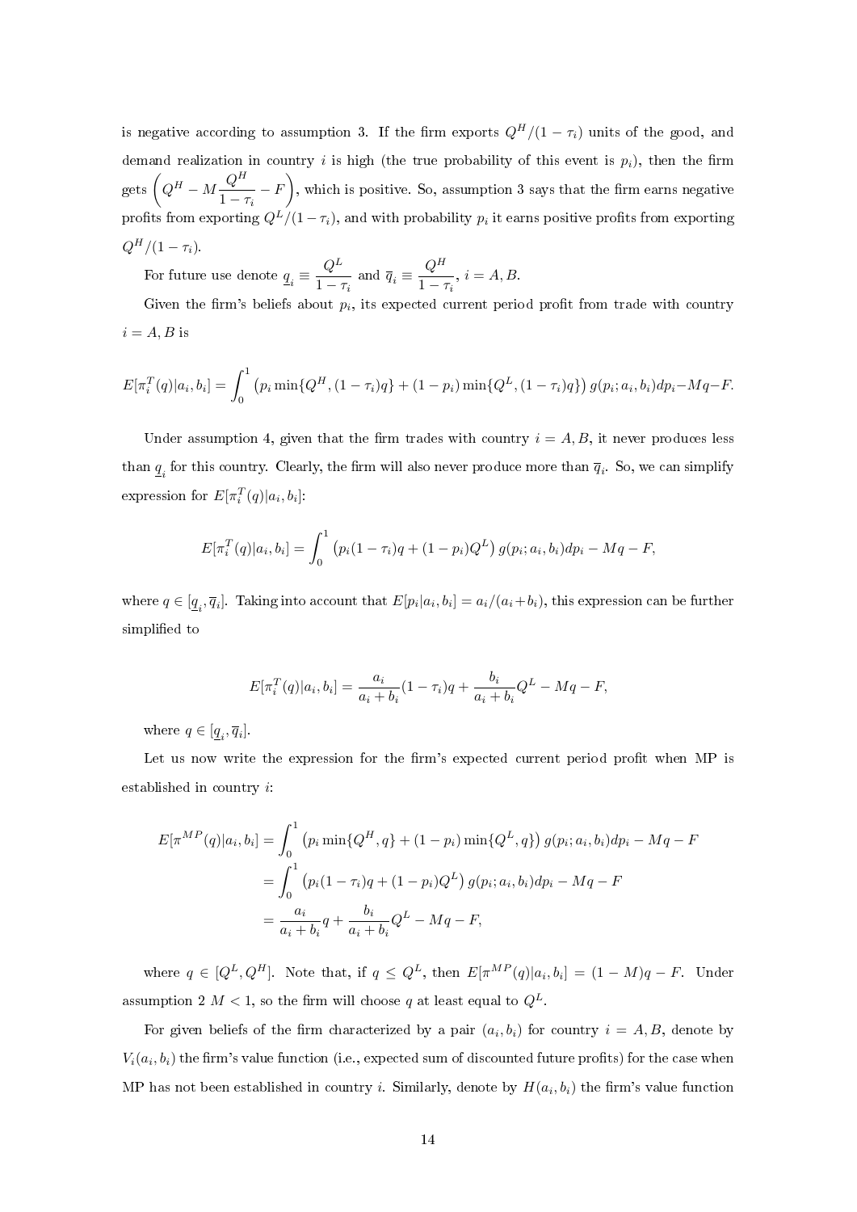is negative according to assumption 3. If the firm exports $Q^H/(1-\tau_i)$ units of the good, and demand realization in country $i$ is high (the true probability of this event is $p_i$), then the firm gets $\left(Q^H - M\dfrac{Q^H}{1-\tau_i} - F\right)$, which is positive. So, assumption 3 says that the firm earns negative profits from exporting $Q^L/(1-\tau_i)$, and with probability $p_i$ it earns positive profits from exporting $Q^H/(1-\tau_i)$.

For future use denote $\underline{q}_i \equiv \dfrac{Q^L}{1-\tau_i}$ and $\overline{q}_i \equiv \dfrac{Q^H}{1-\tau_i}$, $i = A, B$.

Given the firm's beliefs about $p_i$, its expected current period profit from trade with country $i = A, B$ is

$$E[\pi_i^T(q)|a_i, b_i] = \int_0^1 \left(p_i \min\{Q^H, (1-\tau_i)q\} + (1-p_i)\min\{Q^L, (1-\tau_i)q\}\right) g(p_i; a_i, b_i)dp_i - Mq - F.$$

Under assumption 4, given that the firm trades with country $i = A, B$, it never produces less than $\underline{q}_i$ for this country. Clearly, the firm will also never produce more than $\overline{q}_i$. So, we can simplify expression for $E[\pi_i^T(q)|a_i, b_i]$:

$$E[\pi_i^T(q)|a_i, b_i] = \int_0^1 \left(p_i(1-\tau_i)q + (1-p_i)Q^L\right) g(p_i; a_i, b_i)dp_i - Mq - F,$$

where $q \in [\underline{q}_i, \overline{q}_i]$. Taking into account that $E[p_i|a_i, b_i] = a_i/(a_i + b_i)$, this expression can be further simplified to

$$E[\pi_i^T(q)|a_i, b_i] = \frac{a_i}{a_i + b_i}(1-\tau_i)q + \frac{b_i}{a_i + b_i}Q^L - Mq - F,$$

where $q \in [\underline{q}_i, \overline{q}_i]$.

Let us now write the expression for the firm's expected current period profit when MP is established in country $i$:

$$\begin{aligned}
E[\pi^{MP}(q)|a_i, b_i] &= \int_0^1 \left(p_i \min\{Q^H, q\} + (1-p_i)\min\{Q^L, q\}\right) g(p_i; a_i, b_i)dp_i - Mq - F \\
&= \int_0^1 \left(p_i(1-\tau_i)q + (1-p_i)Q^L\right) g(p_i; a_i, b_i)dp_i - Mq - F \\
&= \frac{a_i}{a_i + b_i}q + \frac{b_i}{a_i + b_i}Q^L - Mq - F,
\end{aligned}$$

where $q \in [Q^L, Q^H]$. Note that, if $q \leq Q^L$, then $E[\pi^{MP}(q)|a_i, b_i] = (1-M)q - F$. Under assumption 2 $M < 1$, so the firm will choose $q$ at least equal to $Q^L$.

For given beliefs of the firm characterized by a pair $(a_i, b_i)$ for country $i = A, B$, denote by $V_i(a_i, b_i)$ the firm's value function (i.e., expected sum of discounted future profits) for the case when MP has not been established in country $i$. Similarly, denote by $H(a_i, b_i)$ the firm's value function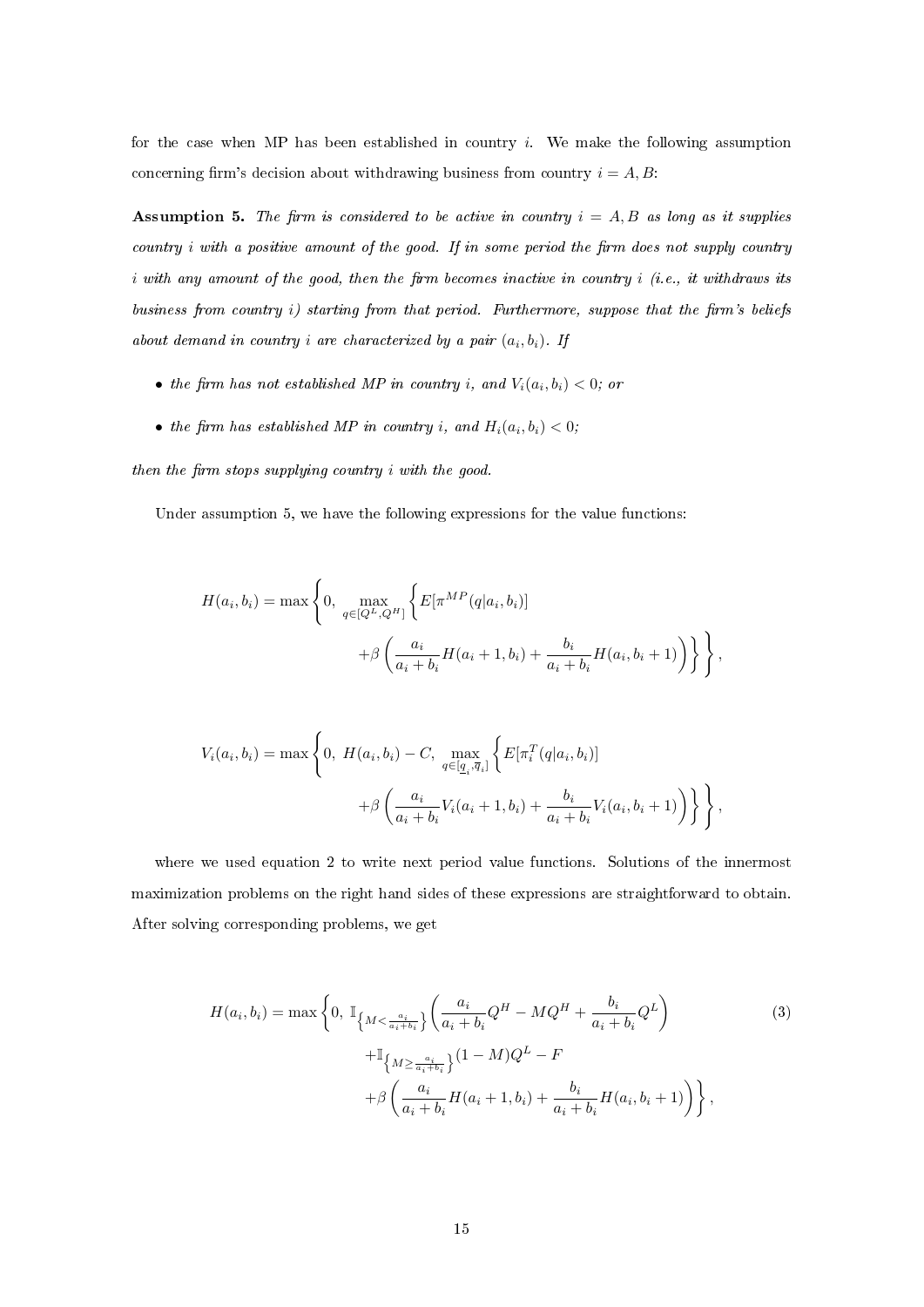for the case when MP has been established in country $i$. We make the following assumption concerning firm's decision about withdrawing business from country $i = A, B$:

**Assumption 5.** *The firm is considered to be active in country $i = A, B$ as long as it supplies country $i$ with a positive amount of the good. If in some period the firm does not supply country $i$ with any amount of the good, then the firm becomes inactive in country $i$ (i.e., it withdraws its business from country $i$) starting from that period. Furthermore, suppose that the firm's beliefs about demand in country $i$ are characterized by a pair $(a_i, b_i)$. If*

- *the firm has not established MP in country $i$, and $V_i(a_i, b_i) < 0$; or*
- *the firm has established MP in country $i$, and $H_i(a_i, b_i) < 0$;*

*then the firm stops supplying country $i$ with the good.*

Under assumption 5, we have the following expressions for the value functions:

$$H(a_i, b_i) = \max\left\{0, \max_{q \in [Q^L, Q^H]} \left\{ E[\pi^{MP}(q|a_i, b_i)] + \beta\left(\frac{a_i}{a_i + b_i} H(a_i + 1, b_i) + \frac{b_i}{a_i + b_i} H(a_i, b_i + 1)\right)\right\}\right\},$$

$$V_i(a_i, b_i) = \max\left\{0, H(a_i, b_i) - C, \max_{q \in [\underline{q}_i, \overline{q}_i]} \left\{ E[\pi_i^T(q|a_i, b_i)] + \beta\left(\frac{a_i}{a_i + b_i} V_i(a_i + 1, b_i) + \frac{b_i}{a_i + b_i} V_i(a_i, b_i + 1)\right)\right\}\right\},$$

where we used equation 2 to write next period value functions. Solutions of the innermost maximization problems on the right hand sides of these expressions are straightforward to obtain. After solving corresponding problems, we get

$$H(a_i, b_i) = \max\left\{0, \mathbb{I}_{\left\{M < \frac{a_i}{a_i + b_i}\right\}} \left(\frac{a_i}{a_i + b_i} Q^H - MQ^H + \frac{b_i}{a_i + b_i} Q^L\right) + \mathbb{I}_{\left\{M \geq \frac{a_i}{a_i + b_i}\right\}} (1 - M) Q^L - F + \beta\left(\frac{a_i}{a_i + b_i} H(a_i + 1, b_i) + \frac{b_i}{a_i + b_i} H(a_i, b_i + 1)\right)\right\}, \tag{3}$$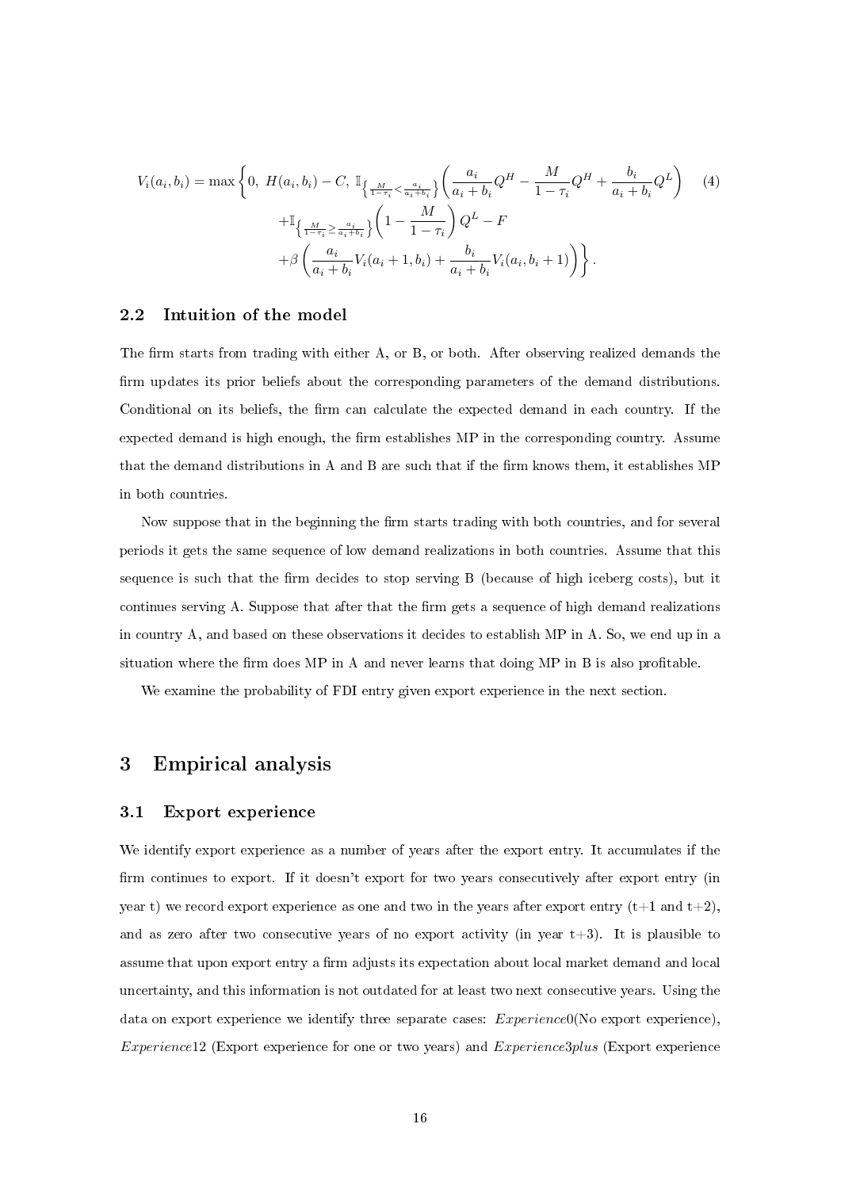$$
\begin{aligned}
V_i(a_i, b_i) = \max \Bigg\{ 0,\ H(a_i, b_i) - C,\ & \mathbb{I}_{\left\{\frac{M}{1-\tau_i} < \frac{a_i}{a_i+b_i}\right\}} \left( \frac{a_i}{a_i+b_i} Q^H - \frac{M}{1-\tau_i} Q^H + \frac{b_i}{a_i+b_i} Q^L \right) \qquad (4) \\
& + \mathbb{I}_{\left\{\frac{M}{1-\tau_i} \geq \frac{a_i}{a_i+b_i}\right\}} \left( 1 - \frac{M}{1-\tau_i} \right) Q^L - F \\
& + \beta \left( \frac{a_i}{a_i+b_i} V_i(a_i+1, b_i) + \frac{b_i}{a_i+b_i} V_i(a_i, b_i+1) \right) \Bigg\}.
\end{aligned}
$$

### 2.2 Intuition of the model

The firm starts from trading with either A, or B, or both. After observing realized demands the firm updates its prior beliefs about the corresponding parameters of the demand distributions. Conditional on its beliefs, the firm can calculate the expected demand in each country. If the expected demand is high enough, the firm establishes MP in the corresponding country. Assume that the demand distributions in A and B are such that if the firm knows them, it establishes MP in both countries.

Now suppose that in the beginning the firm starts trading with both countries, and for several periods it gets the same sequence of low demand realizations in both countries. Assume that this sequence is such that the firm decides to stop serving B (because of high iceberg costs), but it continues serving A. Suppose that after that the firm gets a sequence of high demand realizations in country A, and based on these observations it decides to establish MP in A. So, we end up in a situation where the firm does MP in A and never learns that doing MP in B is also profitable.

We examine the probability of FDI entry given export experience in the next section.

## 3 Empirical analysis

### 3.1 Export experience

We identify export experience as a number of years after the export entry. It accumulates if the firm continues to export. If it doesn't export for two years consecutively after export entry (in year t) we record export experience as one and two in the years after export entry (t+1 and t+2), and as zero after two consecutive years of no export activity (in year t+3). It is plausible to assume that upon export entry a firm adjusts its expectation about local market demand and local uncertainty, and this information is not outdated for at least two next consecutive years. Using the data on export experience we identify three separate cases: *Experience0*(No export experience), *Experience12* (Export experience for one or two years) and *Experience3plus* (Export experience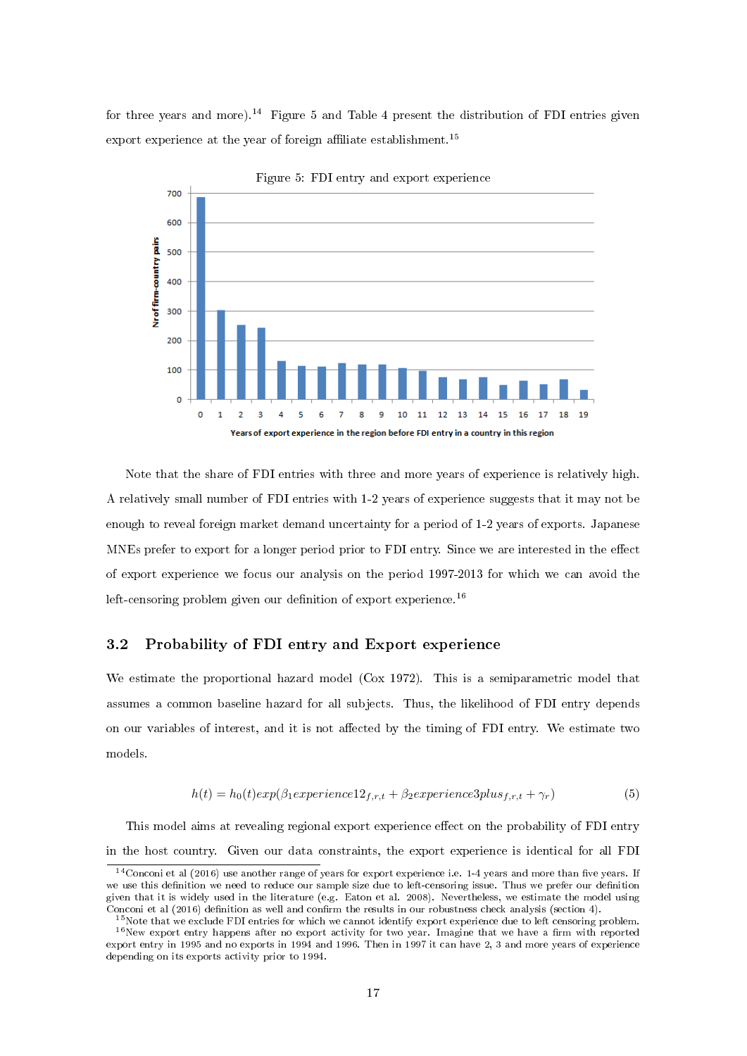for three years and more).[14] Figure 5 and Table 4 present the distribution of FDI entries given export experience at the year of foreign affiliate establishment.[15]

Figure 5: FDI entry and export experience

Note that the share of FDI entries with three and more years of experience is relatively high. A relatively small number of FDI entries with 1-2 years of experience suggests that it may not be enough to reveal foreign market demand uncertainty for a period of 1-2 years of exports. Japanese MNEs prefer to export for a longer period prior to FDI entry. Since we are interested in the effect of export experience we focus our analysis on the period 1997-2013 for which we can avoid the left-censoring problem given our definition of export experience.[16]

### 3.2 Probability of FDI entry and Export experience

We estimate the proportional hazard model (Cox 1972). This is a semiparametric model that assumes a common baseline hazard for all subjects. Thus, the likelihood of FDI entry depends on our variables of interest, and it is not affected by the timing of FDI entry. We estimate two models.

$$h(t) = h_0(t)exp(\beta_1 experience12_{f,r,t} + \beta_2 experience3plus_{f,r,t} + \gamma_r) \tag{5}$$

This model aims at revealing regional export experience effect on the probability of FDI entry in the host country. Given our data constraints, the export experience is identical for all FDI

[14] Conconi et al (2016) use another range of years for export experience i.e. 1-4 years and more than five years. If we use this definition we need to reduce our sample size due to left-censoring issue. Thus we prefer our definition given that it is widely used in the literature (e.g. Eaton et al. 2008). Nevertheless, we estimate the model using Conconi et al (2016) definition as well and confirm the results in our robustness check analysis (section 4).

[15] Note that we exclude FDI entries for which we cannot identify export experience due to left censoring problem.

[16] New export entry happens after no export activity for two year. Imagine that we have a firm with reported export entry in 1995 and no exports in 1994 and 1996. Then in 1997 it can have 2, 3 and more years of experience depending on its exports activity prior to 1994.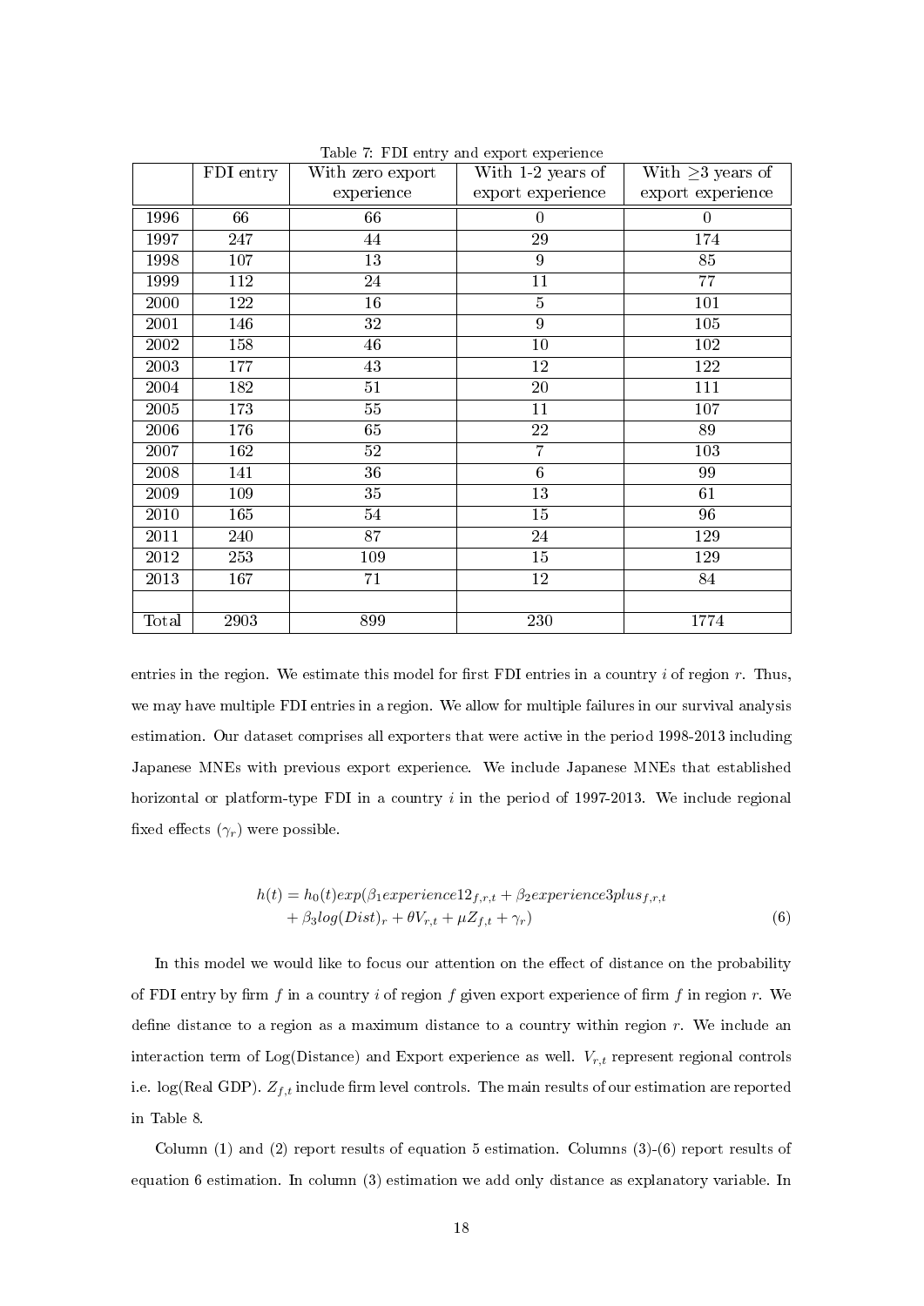Table 7: FDI entry and export experience

|  | FDI entry | With zero export experience | With 1-2 years of export experience | With ≥3 years of export experience |
|---|---|---|---|---|
| 1996 | 66 | 66 | 0 | 0 |
| 1997 | 247 | 44 | 29 | 174 |
| 1998 | 107 | 13 | 9 | 85 |
| 1999 | 112 | 24 | 11 | 77 |
| 2000 | 122 | 16 | 5 | 101 |
| 2001 | 146 | 32 | 9 | 105 |
| 2002 | 158 | 46 | 10 | 102 |
| 2003 | 177 | 43 | 12 | 122 |
| 2004 | 182 | 51 | 20 | 111 |
| 2005 | 173 | 55 | 11 | 107 |
| 2006 | 176 | 65 | 22 | 89 |
| 2007 | 162 | 52 | 7 | 103 |
| 2008 | 141 | 36 | 6 | 99 |
| 2009 | 109 | 35 | 13 | 61 |
| 2010 | 165 | 54 | 15 | 96 |
| 2011 | 240 | 87 | 24 | 129 |
| 2012 | 253 | 109 | 15 | 129 |
| 2013 | 167 | 71 | 12 | 84 |
|  |  |  |  |  |
| Total | 2903 | 899 | 230 | 1774 |

entries in the region. We estimate this model for first FDI entries in a country $i$ of region $r$. Thus, we may have multiple FDI entries in a region. We allow for multiple failures in our survival analysis estimation. Our dataset comprises all exporters that were active in the period 1998-2013 including Japanese MNEs with previous export experience. We include Japanese MNEs that established horizontal or platform-type FDI in a country $i$ in the period of 1997-2013. We include regional fixed effects ($\gamma_r$) were possible.

$$
\begin{aligned}
h(t) = h_0(t) exp(&\beta_1 experience12_{f,r,t} + \beta_2 experience3plus_{f,r,t} \\
&+ \beta_3 log(Dist)_r + \theta V_{r,t} + \mu Z_{f,t} + \gamma_r)
\end{aligned}
\tag{6}
$$

In this model we would like to focus our attention on the effect of distance on the probability of FDI entry by firm $f$ in a country $i$ of region $f$ given export experience of firm $f$ in region $r$. We define distance to a region as a maximum distance to a country within region $r$. We include an interaction term of Log(Distance) and Export experience as well. $V_{r,t}$ represent regional controls i.e. log(Real GDP). $Z_{f,t}$ include firm level controls. The main results of our estimation are reported in Table 8.

Column (1) and (2) report results of equation 5 estimation. Columns (3)-(6) report results of equation 6 estimation. In column (3) estimation we add only distance as explanatory variable. In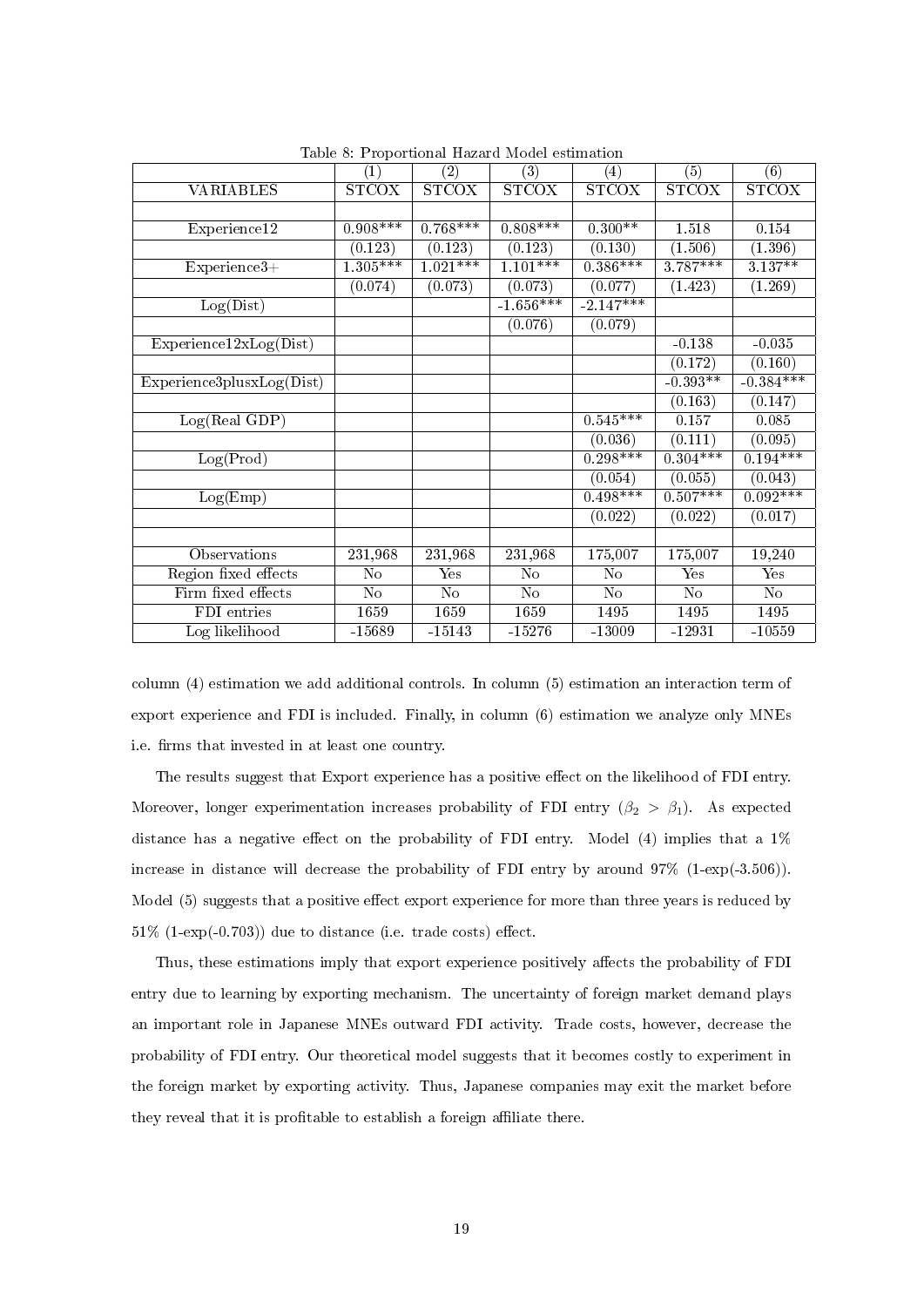Table 8: Proportional Hazard Model estimation

| | (1) | (2) | (3) | (4) | (5) | (6) |
|---|---|---|---|---|---|---|
| VARIABLES | STCOX | STCOX | STCOX | STCOX | STCOX | STCOX |
| | | | | | | |
| Experience12 | 0.908*** | 0.768*** | 0.808*** | 0.300** | 1.518 | 0.154 |
| | (0.123) | (0.123) | (0.123) | (0.130) | (1.506) | (1.396) |
| Experience3+ | 1.305*** | 1.021*** | 1.101*** | 0.386*** | 3.787*** | 3.137** |
| | (0.074) | (0.073) | (0.073) | (0.077) | (1.423) | (1.269) |
| Log(Dist) | | | -1.656*** | -2.147*** | | |
| | | | (0.076) | (0.079) | | |
| Experience12xLog(Dist) | | | | | -0.138 | -0.035 |
| | | | | | (0.172) | (0.160) |
| Experience3plusxLog(Dist) | | | | | -0.393** | -0.384*** |
| | | | | | (0.163) | (0.147) |
| Log(Real GDP) | | | | 0.545*** | 0.157 | 0.085 |
| | | | | (0.036) | (0.111) | (0.095) |
| Log(Prod) | | | | 0.298*** | 0.304*** | 0.194*** |
| | | | | (0.054) | (0.055) | (0.043) |
| Log(Emp) | | | | 0.498*** | 0.507*** | 0.092*** |
| | | | | (0.022) | (0.022) | (0.017) |
| | | | | | | |
| Observations | 231,968 | 231,968 | 231,968 | 175,007 | 175,007 | 19,240 |
| Region fixed effects | No | Yes | No | No | Yes | Yes |
| Firm fixed effects | No | No | No | No | No | No |
| FDI entries | 1659 | 1659 | 1659 | 1495 | 1495 | 1495 |
| Log likelihood | -15689 | -15143 | -15276 | -13009 | -12931 | -10559 |

column (4) estimation we add additional controls. In column (5) estimation an interaction term of export experience and FDI is included. Finally, in column (6) estimation we analyze only MNEs i.e. firms that invested in at least one country.

The results suggest that Export experience has a positive effect on the likelihood of FDI entry. Moreover, longer experimentation increases probability of FDI entry ($\beta_2 > \beta_1$). As expected distance has a negative effect on the probability of FDI entry. Model (4) implies that a 1% increase in distance will decrease the probability of FDI entry by around 97% (1-exp(-3.506)). Model (5) suggests that a positive effect export experience for more than three years is reduced by 51% (1-exp(-0.703)) due to distance (i.e. trade costs) effect.

Thus, these estimations imply that export experience positively affects the probability of FDI entry due to learning by exporting mechanism. The uncertainty of foreign market demand plays an important role in Japanese MNEs outward FDI activity. Trade costs, however, decrease the probability of FDI entry. Our theoretical model suggests that it becomes costly to experiment in the foreign market by exporting activity. Thus, Japanese companies may exit the market before they reveal that it is profitable to establish a foreign affiliate there.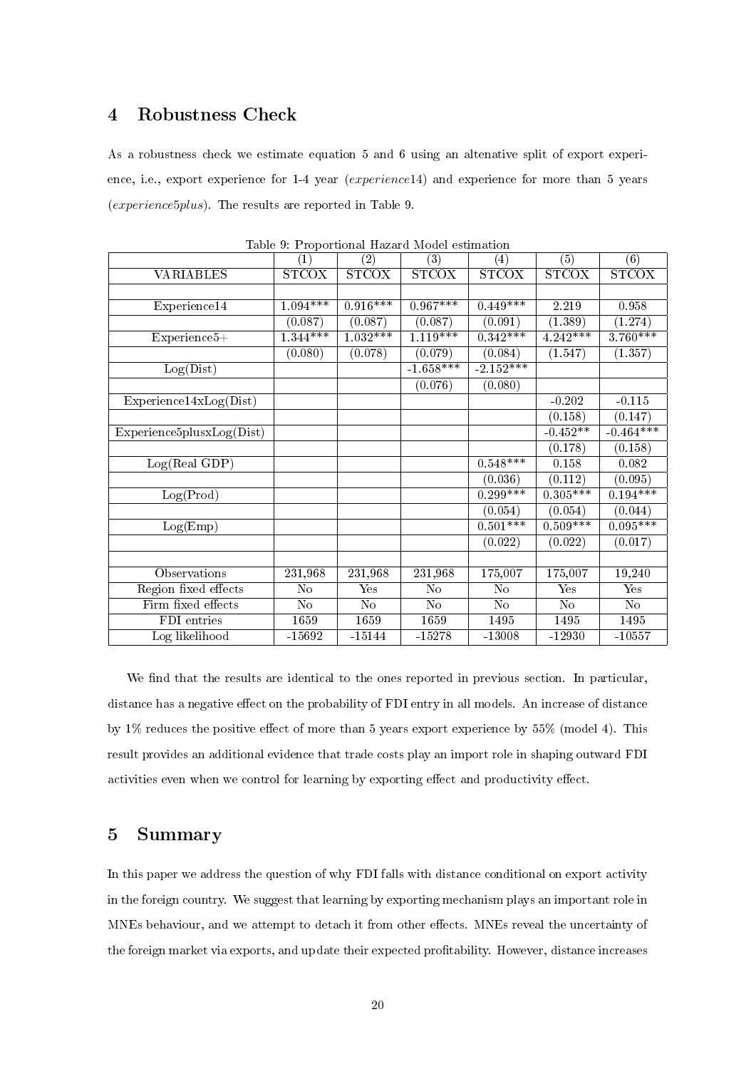## 4 Robustness Check

As a robustness check we estimate equation 5 and 6 using an altenative split of export experience, i.e., export experience for 1-4 year (*experience*14) and experience for more than 5 years (*experience5plus*). The results are reported in Table 9.

Table 9: Proportional Hazard Model estimation

| | (1) | (2) | (3) | (4) | (5) | (6) |
|---|---|---|---|---|---|---|
| VARIABLES | STCOX | STCOX | STCOX | STCOX | STCOX | STCOX |
| | | | | | | |
| Experience14 | 1.094*** | 0.916*** | 0.967*** | 0.449*** | 2.219 | 0.958 |
| | (0.087) | (0.087) | (0.087) | (0.091) | (1.389) | (1.274) |
| Experience5+ | 1.344*** | 1.032*** | 1.119*** | 0.342*** | 4.242*** | 3.760*** |
| | (0.080) | (0.078) | (0.079) | (0.084) | (1.547) | (1.357) |
| Log(Dist) | | | -1.658*** | -2.152*** | | |
| | | | (0.076) | (0.080) | | |
| Experience14xLog(Dist) | | | | | -0.202 | -0.115 |
| | | | | | (0.158) | (0.147) |
| Experience5plusxLog(Dist) | | | | | -0.452** | -0.464*** |
| | | | | | (0.178) | (0.158) |
| Log(Real GDP) | | | | 0.548*** | 0.158 | 0.082 |
| | | | | (0.036) | (0.112) | (0.095) |
| Log(Prod) | | | | 0.299*** | 0.305*** | 0.194*** |
| | | | | (0.054) | (0.054) | (0.044) |
| Log(Emp) | | | | 0.501*** | 0.509*** | 0.095*** |
| | | | | (0.022) | (0.022) | (0.017) |
| | | | | | | |
| Observations | 231,968 | 231,968 | 231,968 | 175,007 | 175,007 | 19,240 |
| Region fixed effects | No | Yes | No | No | Yes | Yes |
| Firm fixed effects | No | No | No | No | No | No |
| FDI entries | 1659 | 1659 | 1659 | 1495 | 1495 | 1495 |
| Log likelihood | -15692 | -15144 | -15278 | -13008 | -12930 | -10557 |

We find that the results are identical to the ones reported in previous section. In particular, distance has a negative effect on the probability of FDI entry in all models. An increase of distance by 1% reduces the positive effect of more than 5 years export experience by 55% (model 4). This result provides an additional evidence that trade costs play an import role in shaping outward FDI activities even when we control for learning by exporting effect and productivity effect.

## 5 Summary

In this paper we address the question of why FDI falls with distance conditional on export activity in the foreign country. We suggest that learning by exporting mechanism plays an important role in MNEs behaviour, and we attempt to detach it from other effects. MNEs reveal the uncertainty of the foreign market via exports, and update their expected profitability. However, distance increases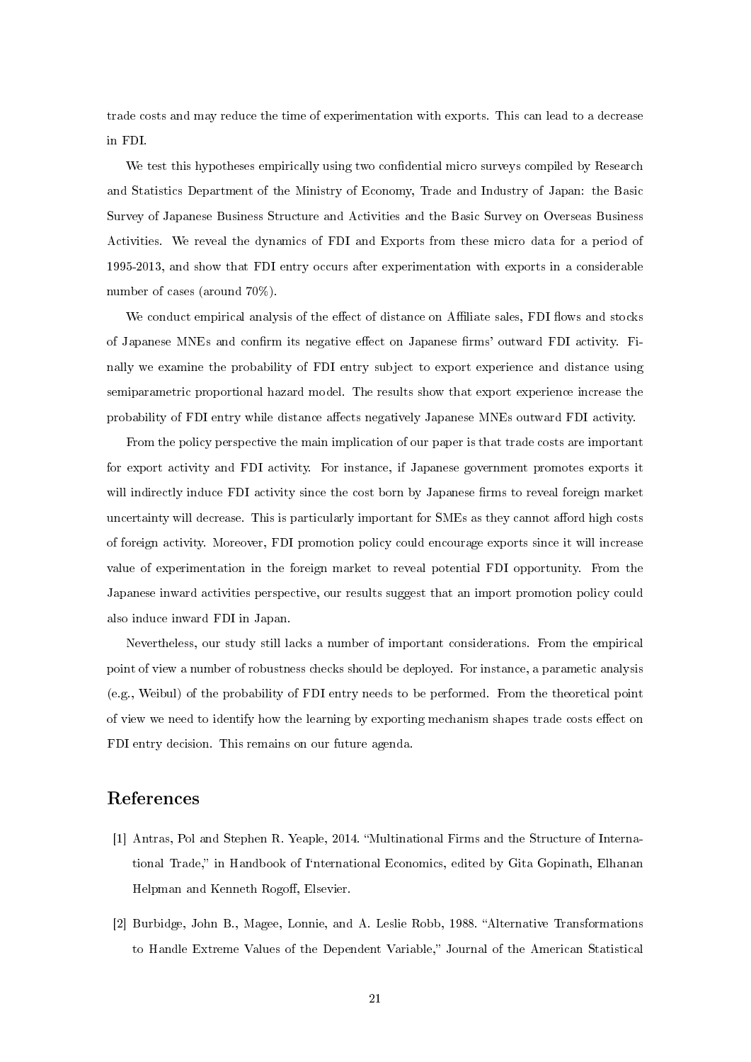trade costs and may reduce the time of experimentation with exports. This can lead to a decrease in FDI.

We test this hypotheses empirically using two confidential micro surveys compiled by Research and Statistics Department of the Ministry of Economy, Trade and Industry of Japan: the Basic Survey of Japanese Business Structure and Activities and the Basic Survey on Overseas Business Activities. We reveal the dynamics of FDI and Exports from these micro data for a period of 1995-2013, and show that FDI entry occurs after experimentation with exports in a considerable number of cases (around 70%).

We conduct empirical analysis of the effect of distance on Affiliate sales, FDI flows and stocks of Japanese MNEs and confirm its negative effect on Japanese firms' outward FDI activity. Finally we examine the probability of FDI entry subject to export experience and distance using semiparametric proportional hazard model. The results show that export experience increase the probability of FDI entry while distance affects negatively Japanese MNEs outward FDI activity.

From the policy perspective the main implication of our paper is that trade costs are important for export activity and FDI activity. For instance, if Japanese government promotes exports it will indirectly induce FDI activity since the cost born by Japanese firms to reveal foreign market uncertainty will decrease. This is particularly important for SMEs as they cannot afford high costs of foreign activity. Moreover, FDI promotion policy could encourage exports since it will increase value of experimentation in the foreign market to reveal potential FDI opportunity. From the Japanese inward activities perspective, our results suggest that an import promotion policy could also induce inward FDI in Japan.

Nevertheless, our study still lacks a number of important considerations. From the empirical point of view a number of robustness checks should be deployed. For instance, a parametic analysis (e.g., Weibul) of the probability of FDI entry needs to be performed. From the theoretical point of view we need to identify how the learning by exporting mechanism shapes trade costs effect on FDI entry decision. This remains on our future agenda.

# References

[1] Antras, Pol and Stephen R. Yeaple, 2014. "Multinational Firms and the Structure of International Trade," in Handbook of I'nternational Economics, edited by Gita Gopinath, Elhanan Helpman and Kenneth Rogoff, Elsevier.

[2] Burbidge, John B., Magee, Lonnie, and A. Leslie Robb, 1988. "Alternative Transformations to Handle Extreme Values of the Dependent Variable," Journal of the American Statistical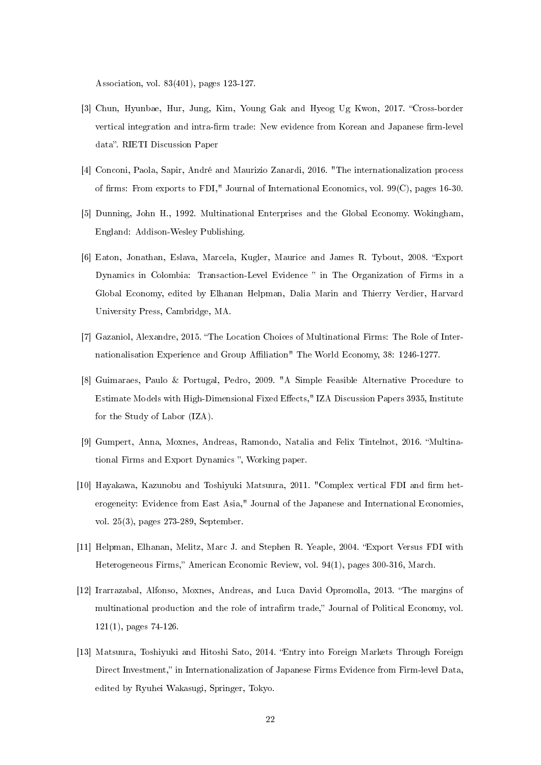Association, vol. 83(401), pages 123-127.

[3] Chun, Hyunbae, Hur, Jung, Kim, Young Gak and Hyeog Ug Kwon, 2017. "Cross-border vertical integration and intra-firm trade: New evidence from Korean and Japanese firm-level data". RIETI Discussion Paper

[4] Conconi, Paola, Sapir, André and Maurizio Zanardi, 2016. "The internationalization process of firms: From exports to FDI," Journal of International Economics, vol. 99(C), pages 16-30.

[5] Dunning, John H., 1992. Multinational Enterprises and the Global Economy. Wokingham, England: Addison-Wesley Publishing.

[6] Eaton, Jonathan, Eslava, Marcela, Kugler, Maurice and James R. Tybout, 2008. "Export Dynamics in Colombia: Transaction-Level Evidence " in The Organization of Firms in a Global Economy, edited by Elhanan Helpman, Dalia Marin and Thierry Verdier, Harvard University Press, Cambridge, MA.

[7] Gazaniol, Alexandre, 2015. "The Location Choices of Multinational Firms: The Role of Internationalisation Experience and Group Affiliation" The World Economy, 38: 1246-1277.

[8] Guimaraes, Paulo & Portugal, Pedro, 2009. "A Simple Feasible Alternative Procedure to Estimate Models with High-Dimensional Fixed Effects," IZA Discussion Papers 3935, Institute for the Study of Labor (IZA).

[9] Gumpert, Anna, Moxnes, Andreas, Ramondo, Natalia and Felix Tintelnot, 2016. "Multinational Firms and Export Dynamics ", Working paper.

[10] Hayakawa, Kazunobu and Toshiyuki Matsuura, 2011. "Complex vertical FDI and firm heterogeneity: Evidence from East Asia," Journal of the Japanese and International Economies, vol. 25(3), pages 273-289, September.

[11] Helpman, Elhanan, Melitz, Marc J. and Stephen R. Yeaple, 2004. "Export Versus FDI with Heterogeneous Firms," American Economic Review, vol. 94(1), pages 300-316, March.

[12] Irarrazabal, Alfonso, Moxnes, Andreas, and Luca David Opromolla, 2013. "The margins of multinational production and the role of intrafirm trade," Journal of Political Economy, vol. 121(1), pages 74-126.

[13] Matsuura, Toshiyuki and Hitoshi Sato, 2014. "Entry into Foreign Markets Through Foreign Direct Investment," in Internationalization of Japanese Firms Evidence from Firm-level Data, edited by Ryuhei Wakasugi, Springer, Tokyo.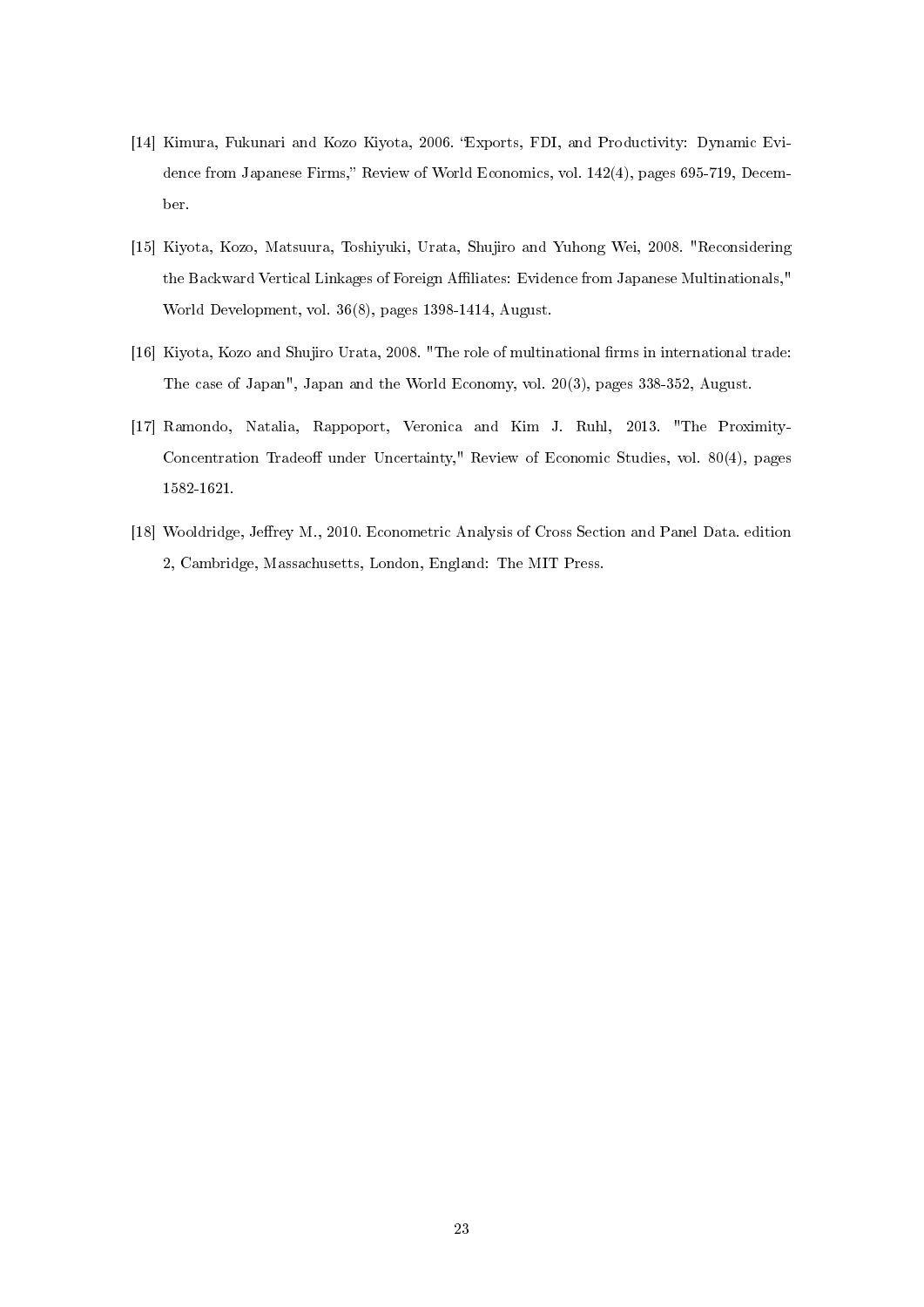[14] Kimura, Fukunari and Kozo Kiyota, 2006. "Exports, FDI, and Productivity: Dynamic Evidence from Japanese Firms," Review of World Economics, vol. 142(4), pages 695-719, December.

[15] Kiyota, Kozo, Matsuura, Toshiyuki, Urata, Shujiro and Yuhong Wei, 2008. "Reconsidering the Backward Vertical Linkages of Foreign Affiliates: Evidence from Japanese Multinationals," World Development, vol. 36(8), pages 1398-1414, August.

[16] Kiyota, Kozo and Shujiro Urata, 2008. "The role of multinational firms in international trade: The case of Japan", Japan and the World Economy, vol. 20(3), pages 338-352, August.

[17] Ramondo, Natalia, Rappoport, Veronica and Kim J. Ruhl, 2013. "The Proximity-Concentration Tradeoff under Uncertainty," Review of Economic Studies, vol. 80(4), pages 1582-1621.

[18] Wooldridge, Jeffrey M., 2010. Econometric Analysis of Cross Section and Panel Data. edition 2, Cambridge, Massachusetts, London, England: The MIT Press.